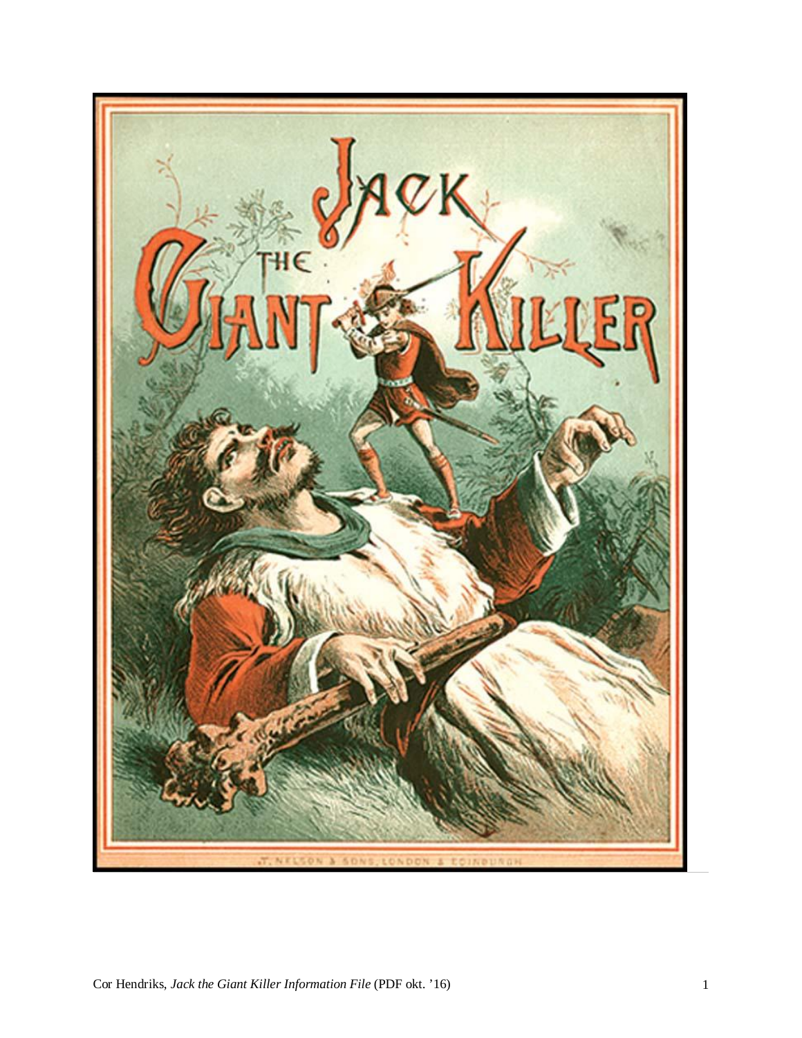# Jack the Giant Killer

T. Nelson & Sons, London & Edinburgh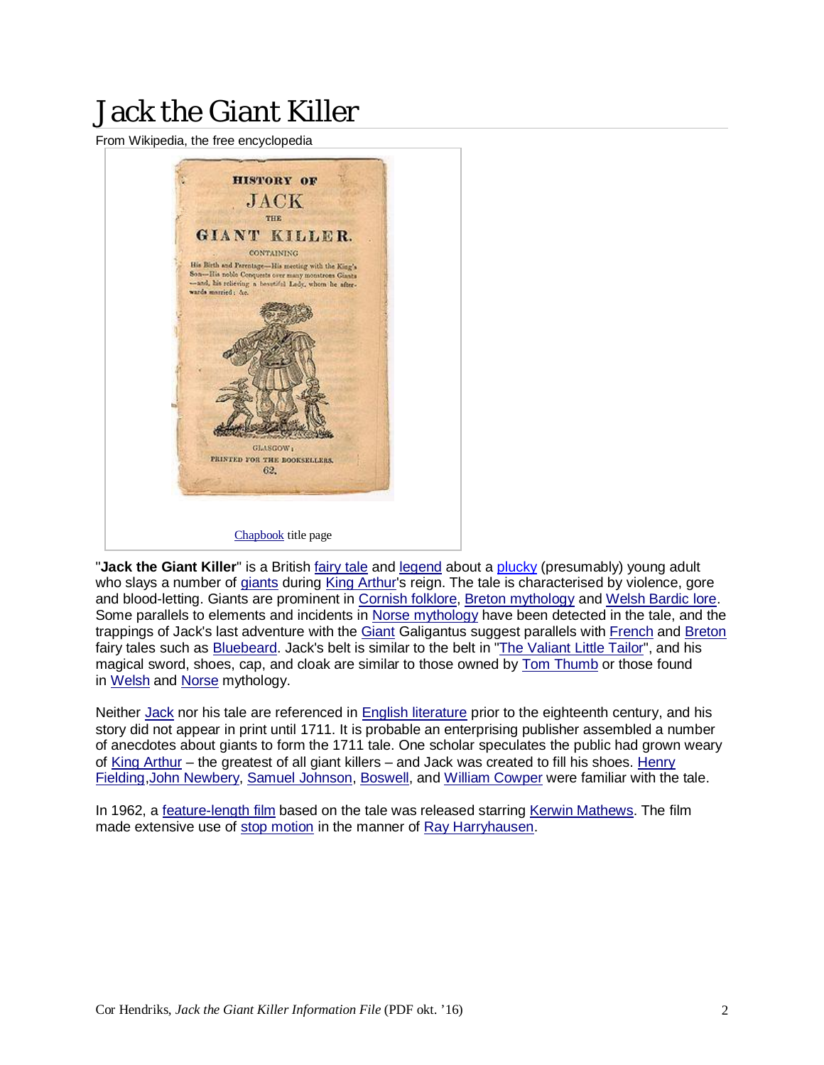# Jack the Giant Killer

From Wikipedia, the free encyclopedia

Chapbook title page

"**Jack the Giant Killer**" is a British fairy tale and legend about a plucky (presumably) young adult who slays a number of giants during King Arthur's reign. The tale is characterised by violence, gore and blood-letting. Giants are prominent in Cornish folklore, Breton mythology and Welsh Bardic lore. Some parallels to elements and incidents in Norse mythology have been detected in the tale, and the trappings of Jack's last adventure with the Giant Galigantus suggest parallels with French and Breton fairy tales such as Bluebeard. Jack's belt is similar to the belt in "The Valiant Little Tailor", and his magical sword, shoes, cap, and cloak are similar to those owned by Tom Thumb or those found in Welsh and Norse mythology.

Neither Jack nor his tale are referenced in English literature prior to the eighteenth century, and his story did not appear in print until 1711. It is probable an enterprising publisher assembled a number of anecdotes about giants to form the 1711 tale. One scholar speculates the public had grown weary of King Arthur – the greatest of all giant killers – and Jack was created to fill his shoes. Henry Fielding, John Newbery, Samuel Johnson, Boswell, and William Cowper were familiar with the tale.

In 1962, a feature-length film based on the tale was released starring Kerwin Mathews. The film made extensive use of stop motion in the manner of Ray Harryhausen.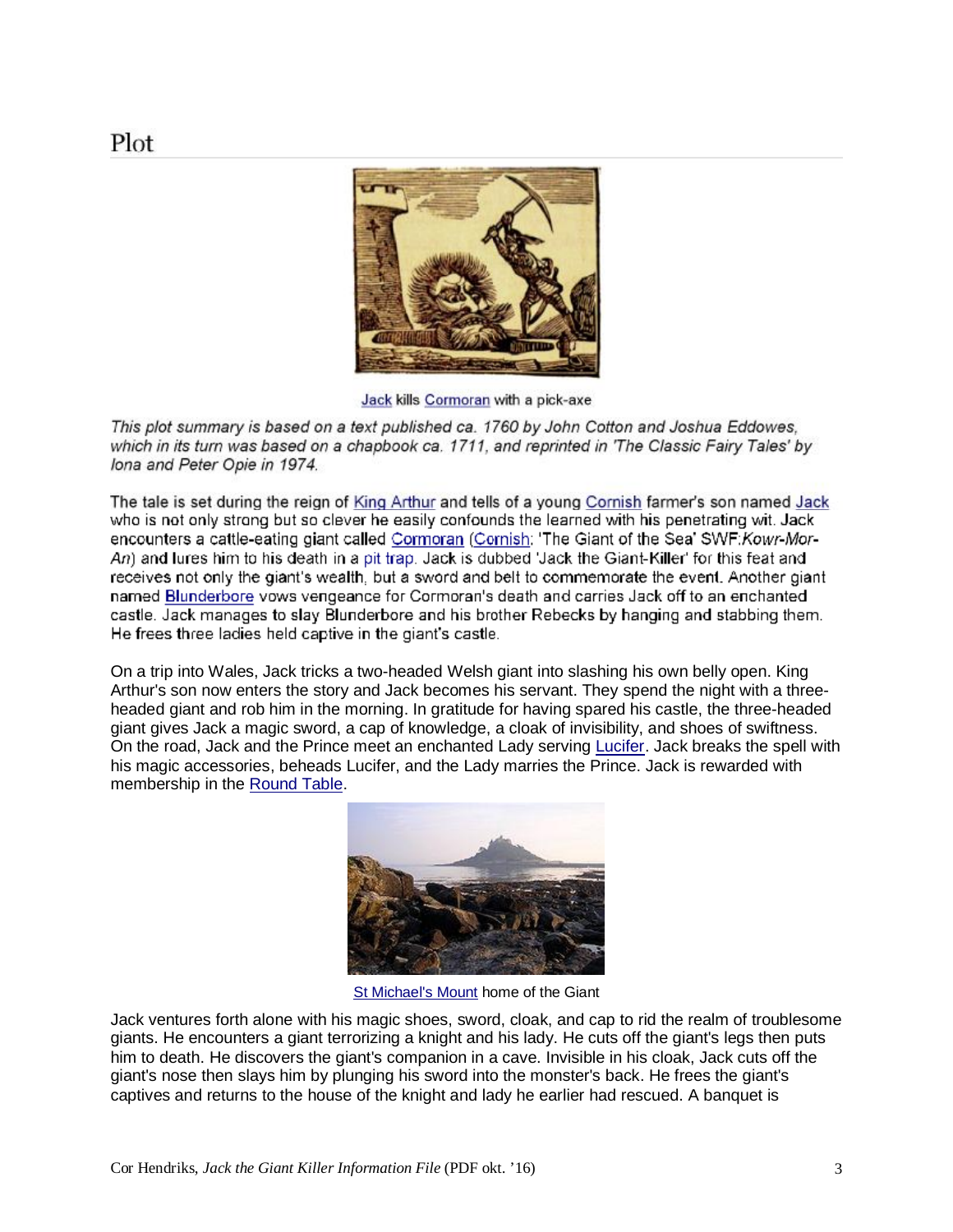## Plot

Jack kills Cormoran with a pick-axe

*This plot summary is based on a text published ca. 1760 by John Cotton and Joshua Eddowes, which in its turn was based on a chapbook ca. 1711, and reprinted in 'The Classic Fairy Tales' by Iona and Peter Opie in 1974.*

The tale is set during the reign of King Arthur and tells of a young Cornish farmer's son named Jack who is not only strong but so clever he easily confounds the learned with his penetrating wit. Jack encounters a cattle-eating giant called Cormoran (Cornish: 'The Giant of the Sea' SWF:*Kowr-Mor-An*) and lures him to his death in a pit trap. Jack is dubbed 'Jack the Giant-Killer' for this feat and receives not only the giant's wealth, but a sword and belt to commemorate the event. Another giant named Blunderbore vows vengeance for Cormoran's death and carries Jack off to an enchanted castle. Jack manages to slay Blunderbore and his brother Rebecks by hanging and stabbing them. He frees three ladies held captive in the giant's castle.

On a trip into Wales, Jack tricks a two-headed Welsh giant into slashing his own belly open. King Arthur's son now enters the story and Jack becomes his servant. They spend the night with a three-headed giant and rob him in the morning. In gratitude for having spared his castle, the three-headed giant gives Jack a magic sword, a cap of knowledge, a cloak of invisibility, and shoes of swiftness. On the road, Jack and the Prince meet an enchanted Lady serving Lucifer. Jack breaks the spell with his magic accessories, beheads Lucifer, and the Lady marries the Prince. Jack is rewarded with membership in the Round Table.

St Michael's Mount home of the Giant

Jack ventures forth alone with his magic shoes, sword, cloak, and cap to rid the realm of troublesome giants. He encounters a giant terrorizing a knight and his lady. He cuts off the giant's legs then puts him to death. He discovers the giant's companion in a cave. Invisible in his cloak, Jack cuts off the giant's nose then slays him by plunging his sword into the monster's back. He frees the giant's captives and returns to the house of the knight and lady he earlier had rescued. A banquet is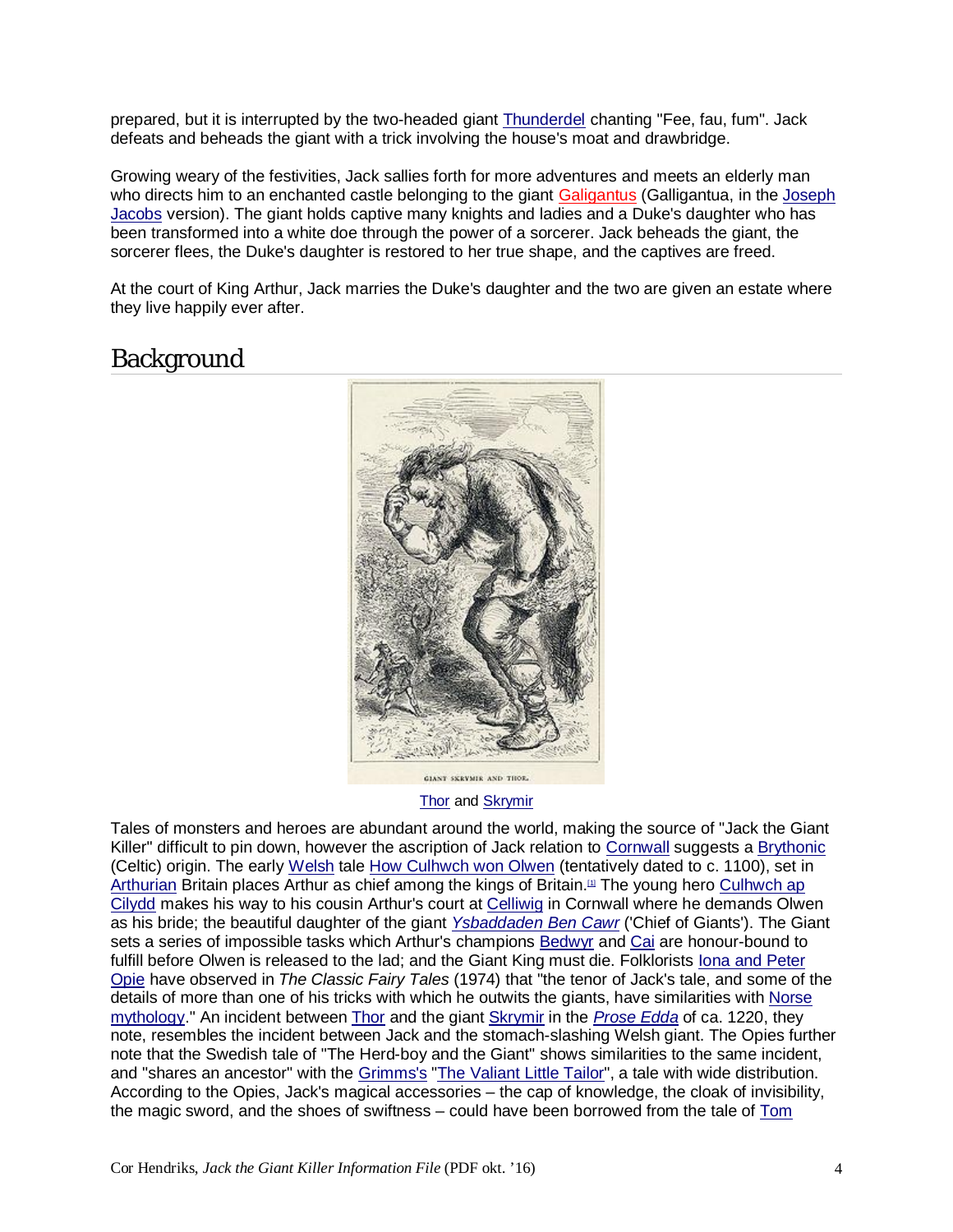prepared, but it is interrupted by the two-headed giant Thunderdel chanting "Fee, fau, fum". Jack defeats and beheads the giant with a trick involving the house's moat and drawbridge.

Growing weary of the festivities, Jack sallies forth for more adventures and meets an elderly man who directs him to an enchanted castle belonging to the giant Galigantus (Galligantua, in the Joseph Jacobs version). The giant holds captive many knights and ladies and a Duke's daughter who has been transformed into a white doe through the power of a sorcerer. Jack beheads the giant, the sorcerer flees, the Duke's daughter is restored to her true shape, and the captives are freed.

At the court of King Arthur, Jack marries the Duke's daughter and the two are given an estate where they live happily ever after.

## Background

GIANT SKRYMIR AND THOR.

Thor and Skrymir

Tales of monsters and heroes are abundant around the world, making the source of "Jack the Giant Killer" difficult to pin down, however the ascription of Jack relation to Cornwall suggests a Brythonic (Celtic) origin. The early Welsh tale How Culhwch won Olwen (tentatively dated to c. 1100), set in Arthurian Britain places Arthur as chief among the kings of Britain.[1] The young hero Culhwch ap Cilydd makes his way to his cousin Arthur's court at Celliwig in Cornwall where he demands Olwen as his bride; the beautiful daughter of the giant *Ysbaddaden Ben Cawr* ('Chief of Giants'). The Giant sets a series of impossible tasks which Arthur's champions Bedwyr and Cai are honour-bound to fulfill before Olwen is released to the lad; and the Giant King must die. Folklorists Iona and Peter Opie have observed in *The Classic Fairy Tales* (1974) that "the tenor of Jack's tale, and some of the details of more than one of his tricks with which he outwits the giants, have similarities with Norse mythology." An incident between Thor and the giant Skrymir in the *Prose Edda* of ca. 1220, they note, resembles the incident between Jack and the stomach-slashing Welsh giant. The Opies further note that the Swedish tale of "The Herd-boy and the Giant" shows similarities to the same incident, and "shares an ancestor" with the Grimms's "The Valiant Little Tailor", a tale with wide distribution. According to the Opies, Jack's magical accessories – the cap of knowledge, the cloak of invisibility, the magic sword, and the shoes of swiftness – could have been borrowed from the tale of Tom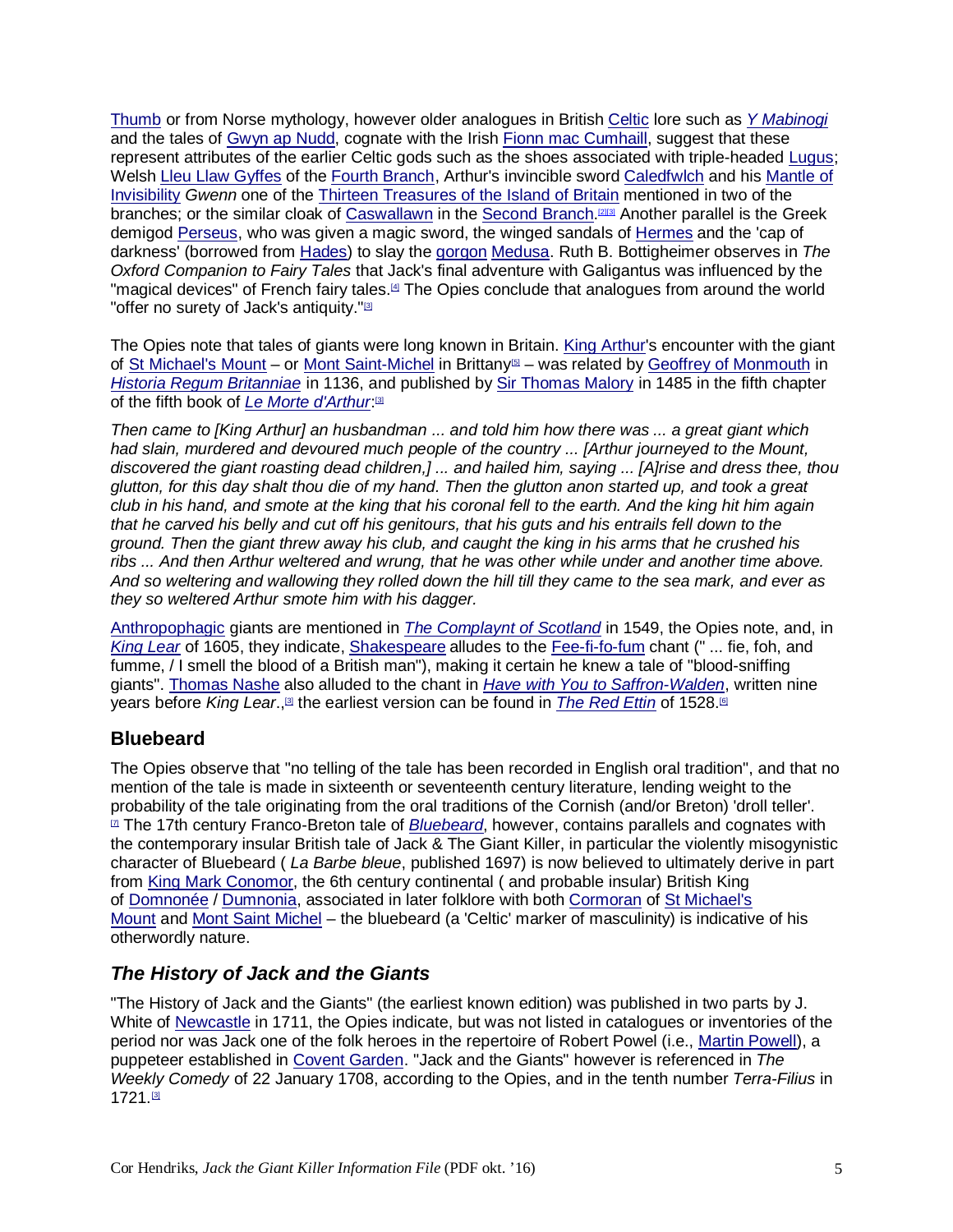Thumb or from Norse mythology, however older analogues in British Celtic lore such as *Y Mabinogi* and the tales of Gwyn ap Nudd, cognate with the Irish Fionn mac Cumhaill, suggest that these represent attributes of the earlier Celtic gods such as the shoes associated with triple-headed Lugus; Welsh Lleu Llaw Gyffes of the Fourth Branch, Arthur's invincible sword Caledfwlch and his Mantle of Invisibility *Gwenn* one of the Thirteen Treasures of the Island of Britain mentioned in two of the branches; or the similar cloak of Caswallawn in the Second Branch.[2][3] Another parallel is the Greek demigod Perseus, who was given a magic sword, the winged sandals of Hermes and the 'cap of darkness' (borrowed from Hades) to slay the gorgon Medusa. Ruth B. Bottigheimer observes in *The Oxford Companion to Fairy Tales* that Jack's final adventure with Galigantus was influenced by the "magical devices" of French fairy tales.[4] The Opies conclude that analogues from around the world "offer no surety of Jack's antiquity."[3]

The Opies note that tales of giants were long known in Britain. King Arthur's encounter with the giant of St Michael's Mount – or Mont Saint-Michel in Brittany[5] – was related by Geoffrey of Monmouth in *Historia Regum Britanniae* in 1136, and published by Sir Thomas Malory in 1485 in the fifth chapter of the fifth book of *Le Morte d'Arthur*:[3]

*Then came to [King Arthur] an husbandman ... and told him how there was ... a great giant which had slain, murdered and devoured much people of the country ... [Arthur journeyed to the Mount, discovered the giant roasting dead children,] ... and hailed him, saying ... [A]rise and dress thee, thou glutton, for this day shalt thou die of my hand. Then the glutton anon started up, and took a great club in his hand, and smote at the king that his coronal fell to the earth. And the king hit him again that he carved his belly and cut off his genitours, that his guts and his entrails fell down to the ground. Then the giant threw away his club, and caught the king in his arms that he crushed his ribs ... And then Arthur weltered and wrung, that he was other while under and another time above. And so weltering and wallowing they rolled down the hill till they came to the sea mark, and ever as they so weltered Arthur smote him with his dagger.*

Anthropophagic giants are mentioned in *The Complaynt of Scotland* in 1549, the Opies note, and, in *King Lear* of 1605, they indicate, Shakespeare alludes to the Fee-fi-fo-fum chant (" ... fie, foh, and fumme, / I smell the blood of a British man"), making it certain he knew a tale of "blood-sniffing giants". Thomas Nashe also alluded to the chant in *Have with You to Saffron-Walden*, written nine years before *King Lear*.,[3] the earliest version can be found in *The Red Ettin* of 1528.[6]

## Bluebeard

The Opies observe that "no telling of the tale has been recorded in English oral tradition", and that no mention of the tale is made in sixteenth or seventeenth century literature, lending weight to the probability of the tale originating from the oral traditions of the Cornish (and/or Breton) 'droll teller'.[7] The 17th century Franco-Breton tale of *Bluebeard*, however, contains parallels and cognates with the contemporary insular British tale of Jack & The Giant Killer, in particular the violently misogynistic character of Bluebeard ( *La Barbe bleue*, published 1697) is now believed to ultimately derive in part from King Mark Conomor, the 6th century continental ( and probable insular) British King of Domnonée / Dumnonia, associated in later folklore with both Cormoran of St Michael's Mount and Mont Saint Michel – the bluebeard (a 'Celtic' marker of masculinity) is indicative of his otherwordly nature.

## *The History of Jack and the Giants*

"The History of Jack and the Giants" (the earliest known edition) was published in two parts by J. White of Newcastle in 1711, the Opies indicate, but was not listed in catalogues or inventories of the period nor was Jack one of the folk heroes in the repertoire of Robert Powel (i.e., Martin Powell), a puppeteer established in Covent Garden. "Jack and the Giants" however is referenced in *The Weekly Comedy* of 22 January 1708, according to the Opies, and in the tenth number *Terra-Filius* in 1721.[3]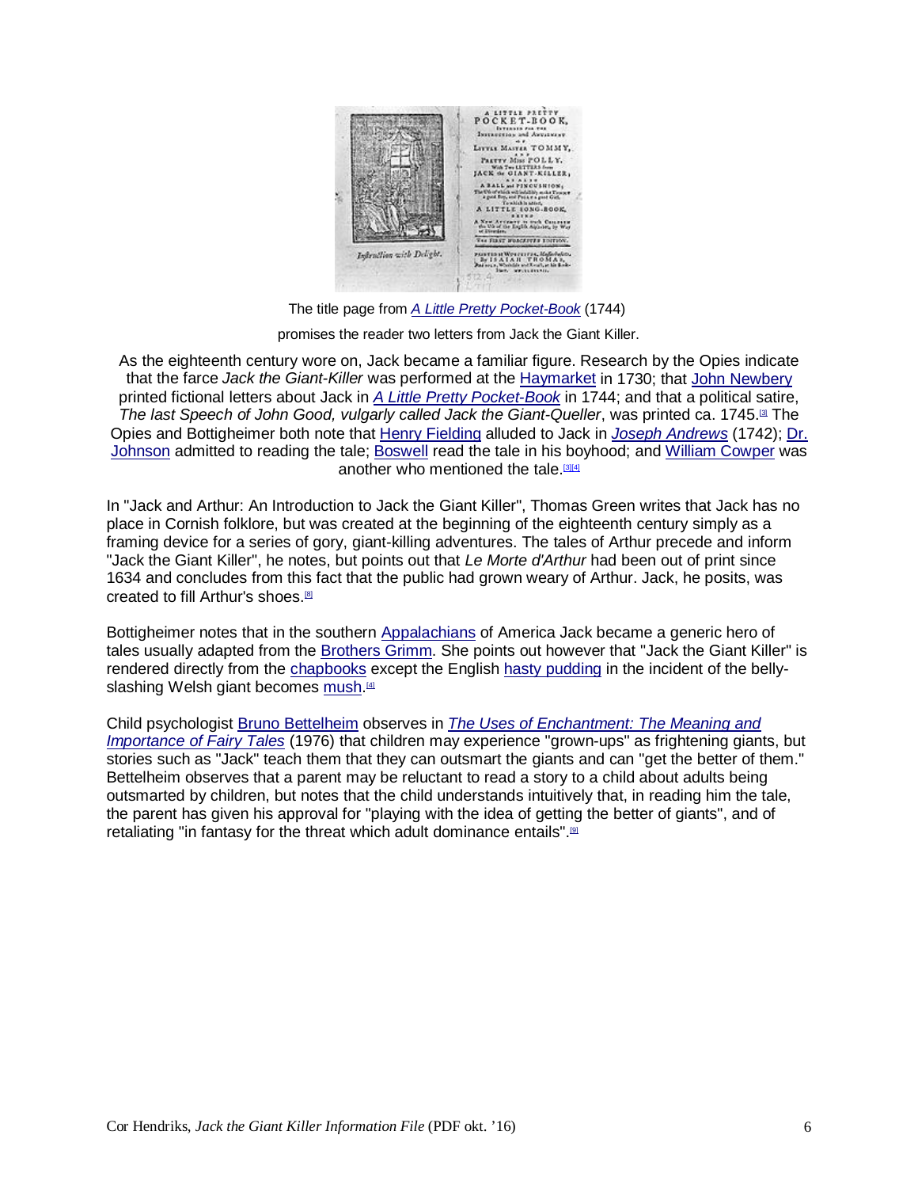The title page from *A Little Pretty Pocket-Book* (1744)

promises the reader two letters from Jack the Giant Killer.

As the eighteenth century wore on, Jack became a familiar figure. Research by the Opies indicate that the farce *Jack the Giant-Killer* was performed at the Haymarket in 1730; that John Newbery printed fictional letters about Jack in *A Little Pretty Pocket-Book* in 1744; and that a political satire, *The last Speech of John Good, vulgarly called Jack the Giant-Queller*, was printed ca. 1745.[3] The Opies and Bottigheimer both note that Henry Fielding alluded to Jack in *Joseph Andrews* (1742); Dr. Johnson admitted to reading the tale; Boswell read the tale in his boyhood; and William Cowper was another who mentioned the tale.[3][4]

In "Jack and Arthur: An Introduction to Jack the Giant Killer", Thomas Green writes that Jack has no place in Cornish folklore, but was created at the beginning of the eighteenth century simply as a framing device for a series of gory, giant-killing adventures. The tales of Arthur precede and inform "Jack the Giant Killer", he notes, but points out that *Le Morte d'Arthur* had been out of print since 1634 and concludes from this fact that the public had grown weary of Arthur. Jack, he posits, was created to fill Arthur's shoes.[8]

Bottigheimer notes that in the southern Appalachians of America Jack became a generic hero of tales usually adapted from the Brothers Grimm. She points out however that "Jack the Giant Killer" is rendered directly from the chapbooks except the English hasty pudding in the incident of the belly-slashing Welsh giant becomes mush.[4]

Child psychologist Bruno Bettelheim observes in *The Uses of Enchantment: The Meaning and Importance of Fairy Tales* (1976) that children may experience "grown-ups" as frightening giants, but stories such as "Jack" teach them that they can outsmart the giants and can "get the better of them." Bettelheim observes that a parent may be reluctant to read a story to a child about adults being outsmarted by children, but notes that the child understands intuitively that, in reading him the tale, the parent has given his approval for "playing with the idea of getting the better of giants", and of retaliating "in fantasy for the threat which adult dominance entails".[9]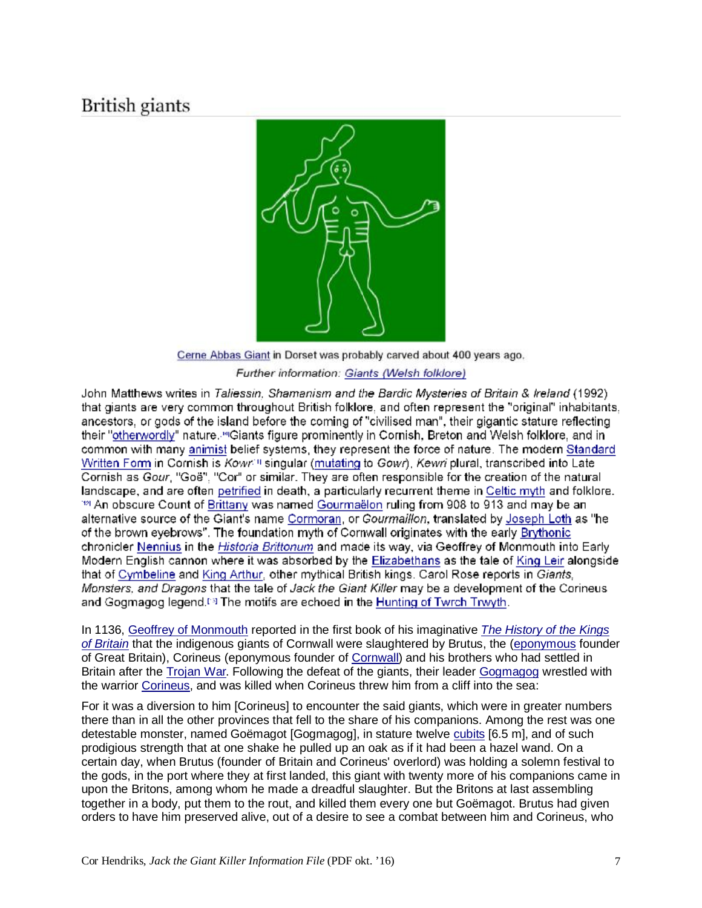## British giants

Cerne Abbas Giant in Dorset was probably carved about 400 years ago.

*Further information: Giants (Welsh folklore)*

John Matthews writes in *Taliessin, Shamanism and the Bardic Mysteries of Britain & Ireland* (1992) that giants are very common throughout British folklore, and often represent the "original" inhabitants, ancestors, or gods of the island before the coming of "civilised man", their gigantic stature reflecting their "otherwordly" nature.[1] Giants figure prominently in Cornish, Breton and Welsh folklore, and in common with many animist belief systems, they represent the force of nature. The modern Standard Written Form in Cornish is *Kowr*[1] singular (mutating to *Gowr*), *Kewri* plural, transcribed into Late Cornish as *Gour*, "Goë", "Cor" or similar. They are often responsible for the creation of the natural landscape, and are often petrified in death, a particularly recurrent theme in Celtic myth and folklore.[2] An obscure Count of Brittany was named Gourmaëlon ruling from 908 to 913 and may be an alternative source of the Giant's name Cormoran, or *Gourmaillon*, translated by Joseph Loth as "he of the brown eyebrows". The foundation myth of Cornwall originates with the early Brythonic chronicler Nennius in the *Historia Brittonum* and made its way, via Geoffrey of Monmouth into Early Modern English cannon where it was absorbed by the Elizabethans as the tale of King Leir alongside that of Cymbeline and King Arthur, other mythical British kings. Carol Rose reports in *Giants, Monsters, and Dragons* that the tale of *Jack the Giant Killer* may be a development of the Corineus and Gogmagog legend.[3] The motifs are echoed in the Hunting of Twrch Trwyth.

In 1136, Geoffrey of Monmouth reported in the first book of his imaginative *The History of the Kings of Britain* that the indigenous giants of Cornwall were slaughtered by Brutus, the (eponymous founder of Great Britain), Corineus (eponymous founder of Cornwall) and his brothers who had settled in Britain after the Trojan War. Following the defeat of the giants, their leader Gogmagog wrestled with the warrior Corineus, and was killed when Corineus threw him from a cliff into the sea:

For it was a diversion to him [Corineus] to encounter the said giants, which were in greater numbers there than in all the other provinces that fell to the share of his companions. Among the rest was one detestable monster, named Goëmagot [Gogmagog], in stature twelve cubits [6.5 m], and of such prodigious strength that at one shake he pulled up an oak as if it had been a hazel wand. On a certain day, when Brutus (founder of Britain and Corineus' overlord) was holding a solemn festival to the gods, in the port where they at first landed, this giant with twenty more of his companions came in upon the Britons, among whom he made a dreadful slaughter. But the Britons at last assembling together in a body, put them to the rout, and killed them every one but Goëmagot. Brutus had given orders to have him preserved alive, out of a desire to see a combat between him and Corineus, who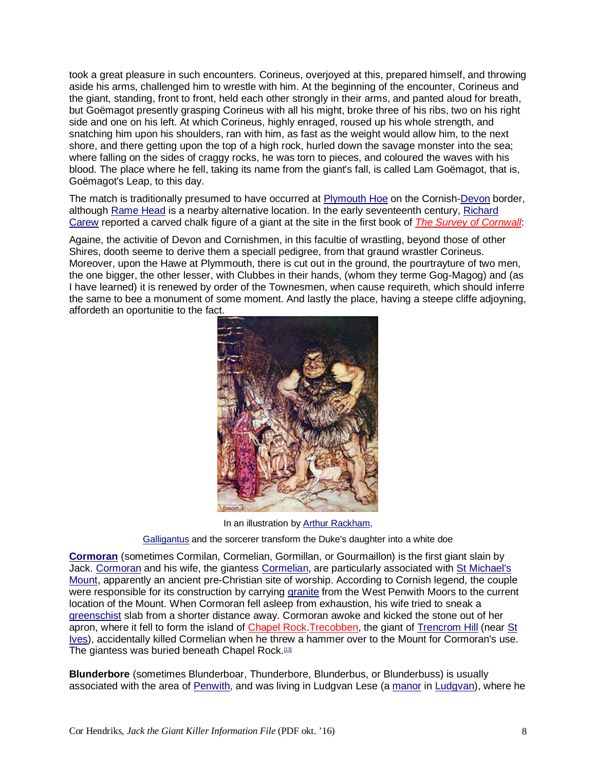took a great pleasure in such encounters. Corineus, overjoyed at this, prepared himself, and throwing aside his arms, challenged him to wrestle with him. At the beginning of the encounter, Corineus and the giant, standing, front to front, held each other strongly in their arms, and panted aloud for breath, but Goëmagot presently grasping Corineus with all his might, broke three of his ribs, two on his right side and one on his left. At which Corineus, highly enraged, roused up his whole strength, and snatching him upon his shoulders, ran with him, as fast as the weight would allow him, to the next shore, and there getting upon the top of a high rock, hurled down the savage monster into the sea; where falling on the sides of craggy rocks, he was torn to pieces, and coloured the waves with his blood. The place where he fell, taking its name from the giant's fall, is called Lam Goëmagot, that is, Goëmagot's Leap, to this day.

The match is traditionally presumed to have occurred at Plymouth Hoe on the Cornish-Devon border, although Rame Head is a nearby alternative location. In the early seventeenth century, Richard Carew reported a carved chalk figure of a giant at the site in the first book of *The Survey of Cornwall*:

Againe, the activitie of Devon and Cornishmen, in this facultie of wrastling, beyond those of other Shires, dooth seeme to derive them a speciall pedigree, from that graund wrastler Corineus. Moreover, upon the Hawe at Plymmouth, there is cut out in the ground, the pourtrayture of two men, the one bigger, the other lesser, with Clubbes in their hands, (whom they terme Gog-Magog) and (as I have learned) it is renewed by order of the Townesmen, when cause requireth, which should inferre the same to bee a monument of some moment. And lastly the place, having a steepe cliffe adjoyning, affordeth an oportunitie to the fact.

In an illustration by Arthur Rackham,

Galligantus and the sorcerer transform the Duke's daughter into a white doe

**Cormoran** (sometimes Cormilan, Cormelian, Gormillan, or Gourmaillon) is the first giant slain by Jack. Cormoran and his wife, the giantess Cormelian, are particularly associated with St Michael's Mount, apparently an ancient pre-Christian site of worship. According to Cornish legend, the couple were responsible for its construction by carrying granite from the West Penwith Moors to the current location of the Mount. When Cormoran fell asleep from exhaustion, his wife tried to sneak a greenschist slab from a shorter distance away. Cormoran awoke and kicked the stone out of her apron, where it fell to form the island of Chapel Rock.Trecobben, the giant of Trencrom Hill (near St Ives), accidentally killed Cormelian when he threw a hammer over to the Mount for Cormoran's use. The giantess was buried beneath Chapel Rock.[13]

**Blunderbore** (sometimes Blunderboar, Thunderbore, Blunderbus, or Blunderbuss) is usually associated with the area of Penwith, and was living in Ludgvan Lese (a manor in Ludgvan), where he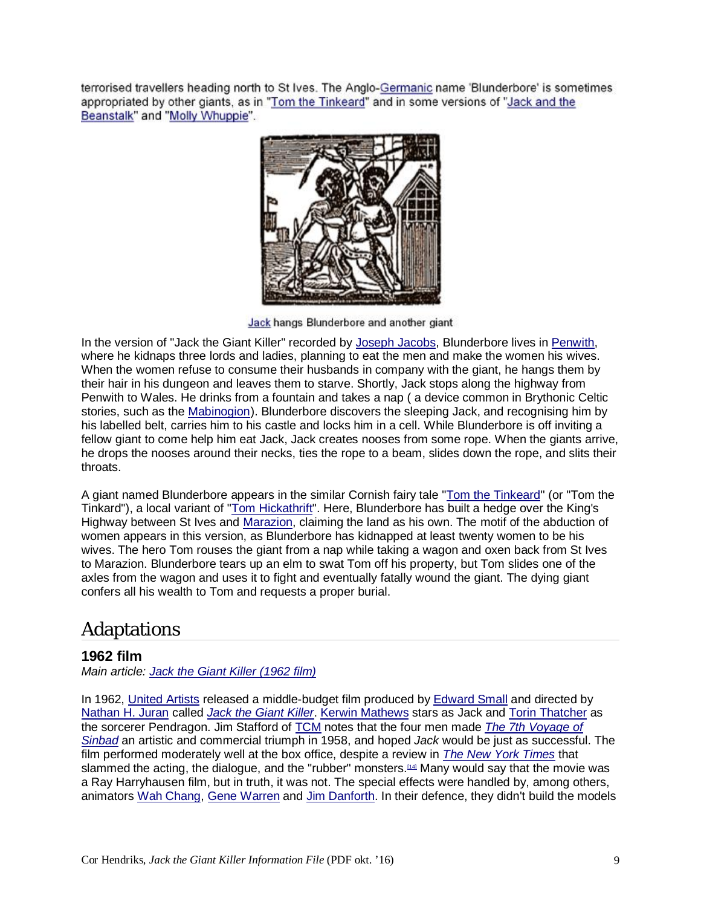terrorised travellers heading north to St Ives. The Anglo-Germanic name 'Blunderbore' is sometimes appropriated by other giants, as in "Tom the Tinkeard" and in some versions of "Jack and the Beanstalk" and "Molly Whuppie".

Jack hangs Blunderbore and another giant

In the version of "Jack the Giant Killer" recorded by Joseph Jacobs, Blunderbore lives in Penwith, where he kidnaps three lords and ladies, planning to eat the men and make the women his wives. When the women refuse to consume their husbands in company with the giant, he hangs them by their hair in his dungeon and leaves them to starve. Shortly, Jack stops along the highway from Penwith to Wales. He drinks from a fountain and takes a nap ( a device common in Brythonic Celtic stories, such as the Mabinogion). Blunderbore discovers the sleeping Jack, and recognising him by his labelled belt, carries him to his castle and locks him in a cell. While Blunderbore is off inviting a fellow giant to come help him eat Jack, Jack creates nooses from some rope. When the giants arrive, he drops the nooses around their necks, ties the rope to a beam, slides down the rope, and slits their throats.

A giant named Blunderbore appears in the similar Cornish fairy tale "Tom the Tinkeard" (or "Tom the Tinkard"), a local variant of "Tom Hickathrift". Here, Blunderbore has built a hedge over the King's Highway between St Ives and Marazion, claiming the land as his own. The motif of the abduction of women appears in this version, as Blunderbore has kidnapped at least twenty women to be his wives. The hero Tom rouses the giant from a nap while taking a wagon and oxen back from St Ives to Marazion. Blunderbore tears up an elm to swat Tom off his property, but Tom slides one of the axles from the wagon and uses it to fight and eventually fatally wound the giant. The dying giant confers all his wealth to Tom and requests a proper burial.

## Adaptations

### 1962 film

*Main article: Jack the Giant Killer (1962 film)*

In 1962, United Artists released a middle-budget film produced by Edward Small and directed by Nathan H. Juran called *Jack the Giant Killer*. Kerwin Mathews stars as Jack and Torin Thatcher as the sorcerer Pendragon. Jim Stafford of TCM notes that the four men made *The 7th Voyage of Sinbad* an artistic and commercial triumph in 1958, and hoped *Jack* would be just as successful. The film performed moderately well at the box office, despite a review in *The New York Times* that slammed the acting, the dialogue, and the "rubber" monsters.[14] Many would say that the movie was a Ray Harryhausen film, but in truth, it was not. The special effects were handled by, among others, animators Wah Chang, Gene Warren and Jim Danforth. In their defence, they didn't build the models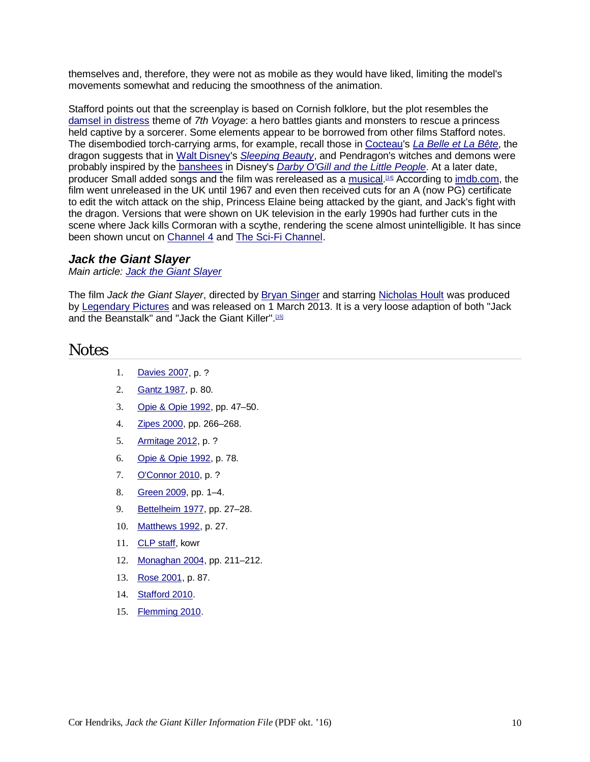themselves and, therefore, they were not as mobile as they would have liked, limiting the model's movements somewhat and reducing the smoothness of the animation.

Stafford points out that the screenplay is based on Cornish folklore, but the plot resembles the damsel in distress theme of *7th Voyage*: a hero battles giants and monsters to rescue a princess held captive by a sorcerer. Some elements appear to be borrowed from other films Stafford notes. The disembodied torch-carrying arms, for example, recall those in Cocteau's *La Belle et La Bête*, the dragon suggests that in Walt Disney's *Sleeping Beauty*, and Pendragon's witches and demons were probably inspired by the banshees in Disney's *Darby O'Gill and the Little People*. At a later date, producer Small added songs and the film was rereleased as a musical.[14] According to imdb.com, the film went unreleased in the UK until 1967 and even then received cuts for an A (now PG) certificate to edit the witch attack on the ship, Princess Elaine being attacked by the giant, and Jack's fight with the dragon. Versions that were shown on UK television in the early 1990s had further cuts in the scene where Jack kills Cormoran with a scythe, rendering the scene almost unintelligible. It has since been shown uncut on Channel 4 and The Sci-Fi Channel.

### *Jack the Giant Slayer*

*Main article: Jack the Giant Slayer*

The film *Jack the Giant Slayer*, directed by Bryan Singer and starring Nicholas Hoult was produced by Legendary Pictures and was released on 1 March 2013. It is a very loose adaption of both "Jack and the Beanstalk" and "Jack the Giant Killer".[15]

## Notes

1. Davies 2007, p. ?
2. Gantz 1987, p. 80.
3. Opie & Opie 1992, pp. 47–50.
4. Zipes 2000, pp. 266–268.
5. Armitage 2012, p. ?
6. Opie & Opie 1992, p. 78.
7. O'Connor 2010, p. ?
8. Green 2009, pp. 1–4.
9. Bettelheim 1977, pp. 27–28.
10. Matthews 1992, p. 27.
11. CLP staff, kowr
12. Monaghan 2004, pp. 211–212.
13. Rose 2001, p. 87.
14. Stafford 2010.
15. Flemming 2010.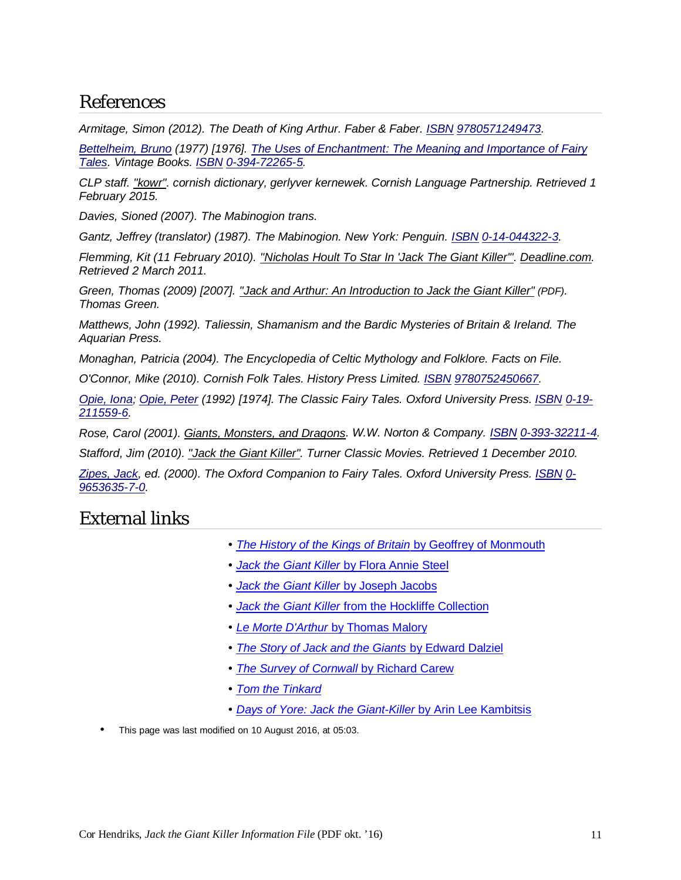## References

*Armitage, Simon (2012). The Death of King Arthur. Faber & Faber. ISBN 9780571249473.*

*Bettelheim, Bruno (1977) [1976]. The Uses of Enchantment: The Meaning and Importance of Fairy Tales. Vintage Books. ISBN 0-394-72265-5.*

*CLP staff. "kowr". cornish dictionary, gerlyver kernewek. Cornish Language Partnership. Retrieved 1 February 2015.*

*Davies, Sioned (2007). The Mabinogion trans.*

*Gantz, Jeffrey (translator) (1987). The Mabinogion. New York: Penguin. ISBN 0-14-044322-3.*

*Flemming, Kit (11 February 2010). "Nicholas Hoult To Star In 'Jack The Giant Killer'". Deadline.com. Retrieved 2 March 2011.*

*Green, Thomas (2009) [2007]. "Jack and Arthur: An Introduction to Jack the Giant Killer" (PDF). Thomas Green.*

*Matthews, John (1992). Taliessin, Shamanism and the Bardic Mysteries of Britain & Ireland. The Aquarian Press.*

*Monaghan, Patricia (2004). The Encyclopedia of Celtic Mythology and Folklore. Facts on File.*

*O'Connor, Mike (2010). Cornish Folk Tales. History Press Limited. ISBN 9780752450667.*

*Opie, Iona; Opie, Peter (1992) [1974]. The Classic Fairy Tales. Oxford University Press. ISBN 0-19-211559-6.*

*Rose, Carol (2001). Giants, Monsters, and Dragons. W.W. Norton & Company. ISBN 0-393-32211-4.*

*Stafford, Jim (2010). "Jack the Giant Killer". Turner Classic Movies. Retrieved 1 December 2010.*

*Zipes, Jack, ed. (2000). The Oxford Companion to Fairy Tales. Oxford University Press. ISBN 0-9653635-7-0.*

## External links

- *The History of the Kings of Britain* by Geoffrey of Monmouth
- *Jack the Giant Killer* by Flora Annie Steel
- *Jack the Giant Killer* by Joseph Jacobs
- *Jack the Giant Killer* from the Hockliffe Collection
- *Le Morte D'Arthur* by Thomas Malory
- *The Story of Jack and the Giants* by Edward Dalziel
- *The Survey of Cornwall* by Richard Carew
- *Tom the Tinkard*
- *Days of Yore: Jack the Giant-Killer* by Arin Lee Kambitsis

- This page was last modified on 10 August 2016, at 05:03.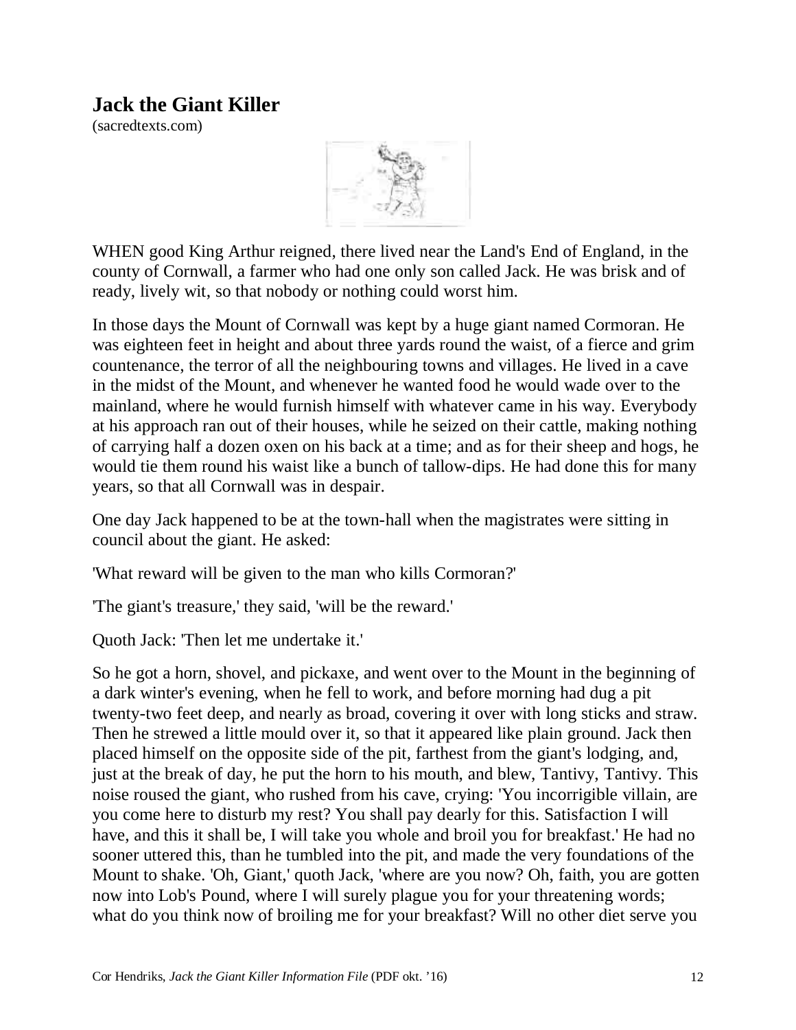## Jack the Giant Killer

(sacredtexts.com)

WHEN good King Arthur reigned, there lived near the Land's End of England, in the county of Cornwall, a farmer who had one only son called Jack. He was brisk and of ready, lively wit, so that nobody or nothing could worst him.

In those days the Mount of Cornwall was kept by a huge giant named Cormoran. He was eighteen feet in height and about three yards round the waist, of a fierce and grim countenance, the terror of all the neighbouring towns and villages. He lived in a cave in the midst of the Mount, and whenever he wanted food he would wade over to the mainland, where he would furnish himself with whatever came in his way. Everybody at his approach ran out of their houses, while he seized on their cattle, making nothing of carrying half a dozen oxen on his back at a time; and as for their sheep and hogs, he would tie them round his waist like a bunch of tallow-dips. He had done this for many years, so that all Cornwall was in despair.

One day Jack happened to be at the town-hall when the magistrates were sitting in council about the giant. He asked:

'What reward will be given to the man who kills Cormoran?'

'The giant's treasure,' they said, 'will be the reward.'

Quoth Jack: 'Then let me undertake it.'

So he got a horn, shovel, and pickaxe, and went over to the Mount in the beginning of a dark winter's evening, when he fell to work, and before morning had dug a pit twenty-two feet deep, and nearly as broad, covering it over with long sticks and straw. Then he strewed a little mould over it, so that it appeared like plain ground. Jack then placed himself on the opposite side of the pit, farthest from the giant's lodging, and, just at the break of day, he put the horn to his mouth, and blew, Tantivy, Tantivy. This noise roused the giant, who rushed from his cave, crying: 'You incorrigible villain, are you come here to disturb my rest? You shall pay dearly for this. Satisfaction I will have, and this it shall be, I will take you whole and broil you for breakfast.' He had no sooner uttered this, than he tumbled into the pit, and made the very foundations of the Mount to shake. 'Oh, Giant,' quoth Jack, 'where are you now? Oh, faith, you are gotten now into Lob's Pound, where I will surely plague you for your threatening words; what do you think now of broiling me for your breakfast? Will no other diet serve you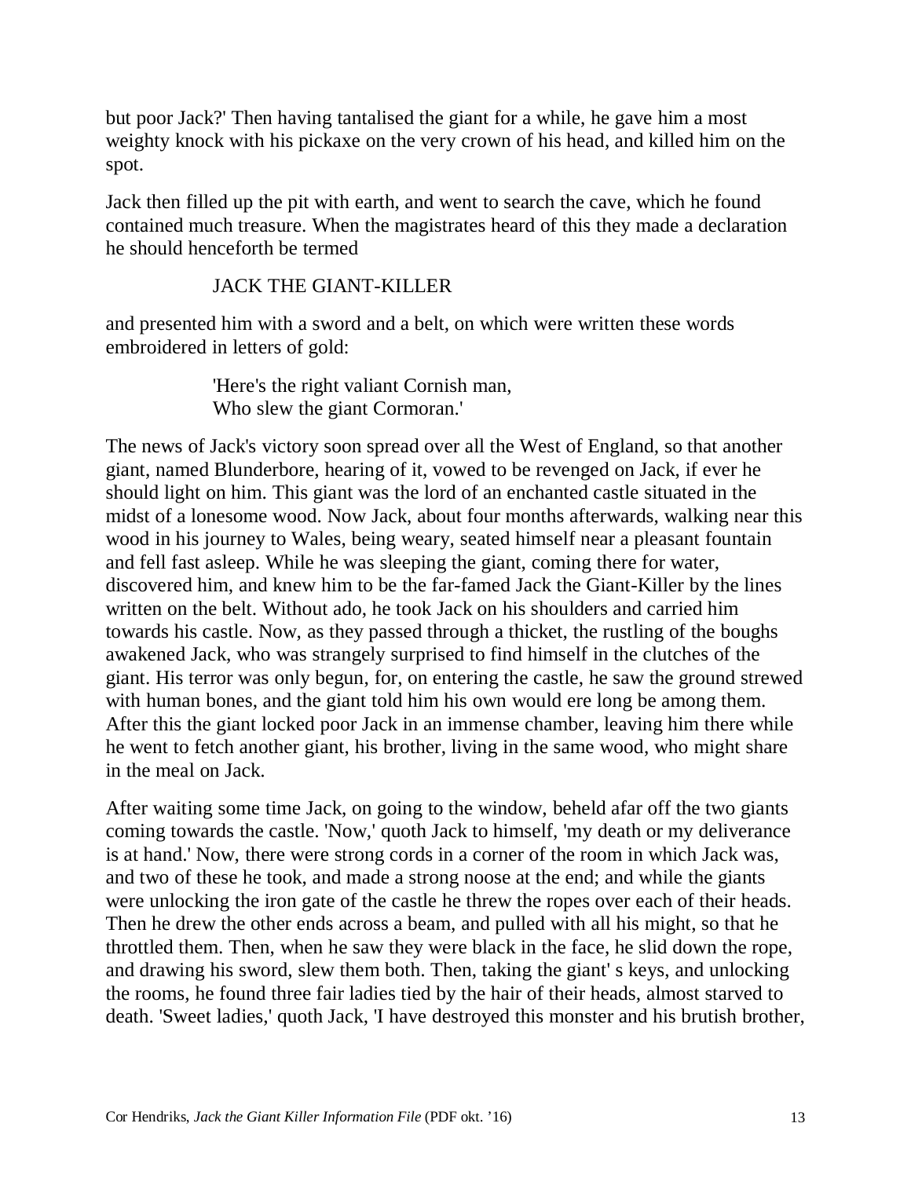but poor Jack?' Then having tantalised the giant for a while, he gave him a most weighty knock with his pickaxe on the very crown of his head, and killed him on the spot.

Jack then filled up the pit with earth, and went to search the cave, which he found contained much treasure. When the magistrates heard of this they made a declaration he should henceforth be termed

JACK THE GIANT-KILLER

and presented him with a sword and a belt, on which were written these words embroidered in letters of gold:

> 'Here's the right valiant Cornish man,  
> Who slew the giant Cormoran.'

The news of Jack's victory soon spread over all the West of England, so that another giant, named Blunderbore, hearing of it, vowed to be revenged on Jack, if ever he should light on him. This giant was the lord of an enchanted castle situated in the midst of a lonesome wood. Now Jack, about four months afterwards, walking near this wood in his journey to Wales, being weary, seated himself near a pleasant fountain and fell fast asleep. While he was sleeping the giant, coming there for water, discovered him, and knew him to be the far-famed Jack the Giant-Killer by the lines written on the belt. Without ado, he took Jack on his shoulders and carried him towards his castle. Now, as they passed through a thicket, the rustling of the boughs awakened Jack, who was strangely surprised to find himself in the clutches of the giant. His terror was only begun, for, on entering the castle, he saw the ground strewed with human bones, and the giant told him his own would ere long be among them. After this the giant locked poor Jack in an immense chamber, leaving him there while he went to fetch another giant, his brother, living in the same wood, who might share in the meal on Jack.

After waiting some time Jack, on going to the window, beheld afar off the two giants coming towards the castle. 'Now,' quoth Jack to himself, 'my death or my deliverance is at hand.' Now, there were strong cords in a corner of the room in which Jack was, and two of these he took, and made a strong noose at the end; and while the giants were unlocking the iron gate of the castle he threw the ropes over each of their heads. Then he drew the other ends across a beam, and pulled with all his might, so that he throttled them. Then, when he saw they were black in the face, he slid down the rope, and drawing his sword, slew them both. Then, taking the giant' s keys, and unlocking the rooms, he found three fair ladies tied by the hair of their heads, almost starved to death. 'Sweet ladies,' quoth Jack, 'I have destroyed this monster and his brutish brother,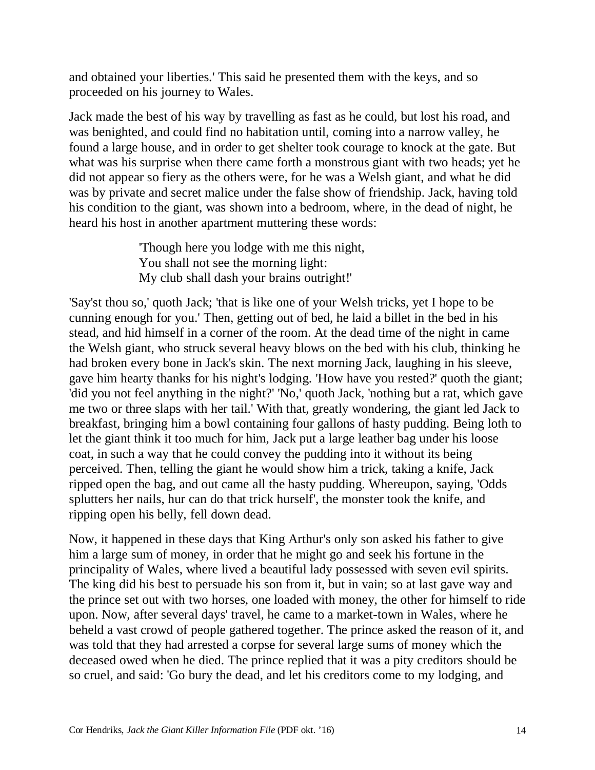and obtained your liberties.' This said he presented them with the keys, and so proceeded on his journey to Wales.

Jack made the best of his way by travelling as fast as he could, but lost his road, and was benighted, and could find no habitation until, coming into a narrow valley, he found a large house, and in order to get shelter took courage to knock at the gate. But what was his surprise when there came forth a monstrous giant with two heads; yet he did not appear so fiery as the others were, for he was a Welsh giant, and what he did was by private and secret malice under the false show of friendship. Jack, having told his condition to the giant, was shown into a bedroom, where, in the dead of night, he heard his host in another apartment muttering these words:

> 'Though here you lodge with me this night,
> You shall not see the morning light:
> My club shall dash your brains outright!'

'Say'st thou so,' quoth Jack; 'that is like one of your Welsh tricks, yet I hope to be cunning enough for you.' Then, getting out of bed, he laid a billet in the bed in his stead, and hid himself in a corner of the room. At the dead time of the night in came the Welsh giant, who struck several heavy blows on the bed with his club, thinking he had broken every bone in Jack's skin. The next morning Jack, laughing in his sleeve, gave him hearty thanks for his night's lodging. 'How have you rested?' quoth the giant; 'did you not feel anything in the night?' 'No,' quoth Jack, 'nothing but a rat, which gave me two or three slaps with her tail.' With that, greatly wondering, the giant led Jack to breakfast, bringing him a bowl containing four gallons of hasty pudding. Being loth to let the giant think it too much for him, Jack put a large leather bag under his loose coat, in such a way that he could convey the pudding into it without its being perceived. Then, telling the giant he would show him a trick, taking a knife, Jack ripped open the bag, and out came all the hasty pudding. Whereupon, saying, 'Odds splutters her nails, hur can do that trick hurself', the monster took the knife, and ripping open his belly, fell down dead.

Now, it happened in these days that King Arthur's only son asked his father to give him a large sum of money, in order that he might go and seek his fortune in the principality of Wales, where lived a beautiful lady possessed with seven evil spirits. The king did his best to persuade his son from it, but in vain; so at last gave way and the prince set out with two horses, one loaded with money, the other for himself to ride upon. Now, after several days' travel, he came to a market-town in Wales, where he beheld a vast crowd of people gathered together. The prince asked the reason of it, and was told that they had arrested a corpse for several large sums of money which the deceased owed when he died. The prince replied that it was a pity creditors should be so cruel, and said: 'Go bury the dead, and let his creditors come to my lodging, and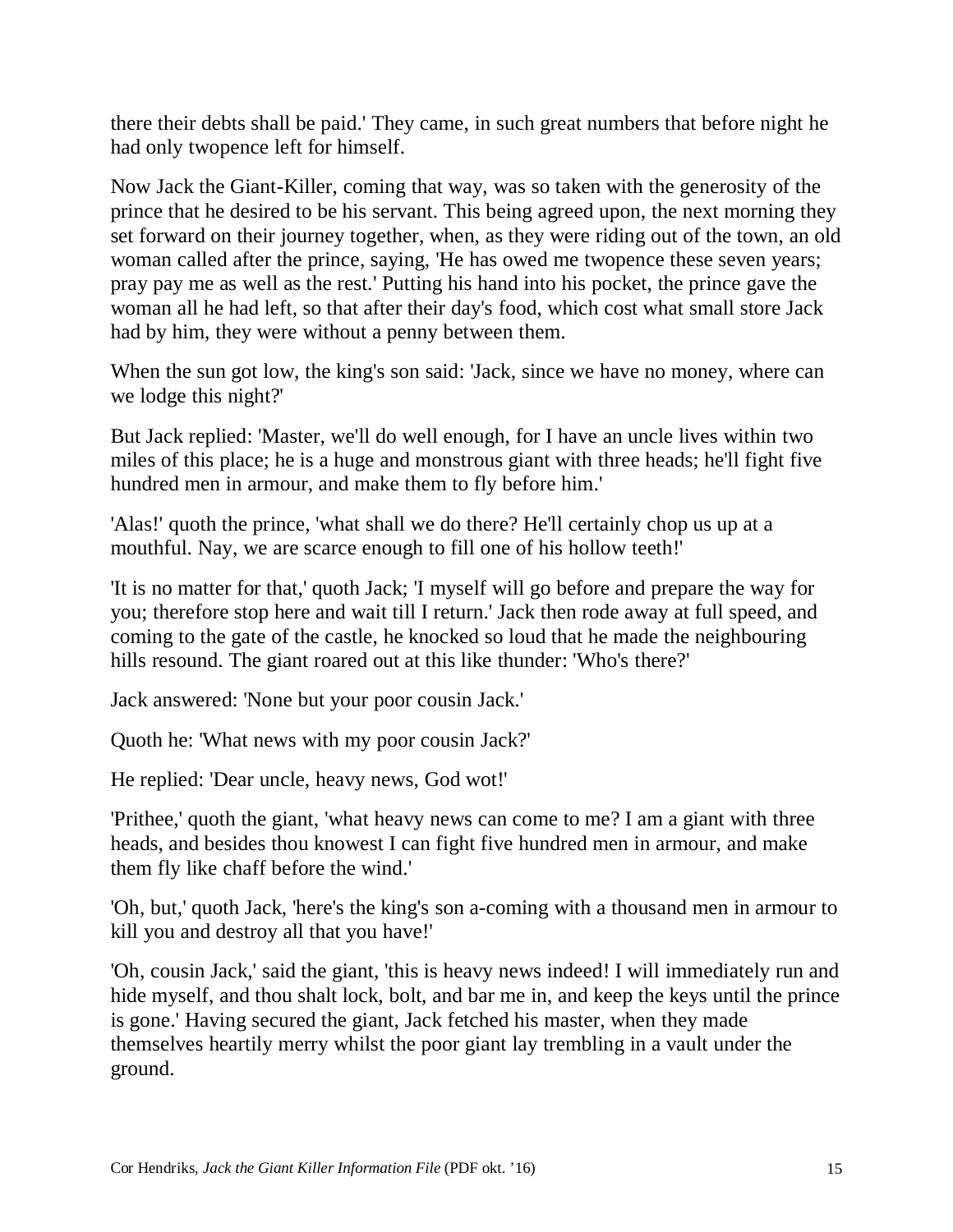there their debts shall be paid.' They came, in such great numbers that before night he had only twopence left for himself.

Now Jack the Giant-Killer, coming that way, was so taken with the generosity of the prince that he desired to be his servant. This being agreed upon, the next morning they set forward on their journey together, when, as they were riding out of the town, an old woman called after the prince, saying, 'He has owed me twopence these seven years; pray pay me as well as the rest.' Putting his hand into his pocket, the prince gave the woman all he had left, so that after their day's food, which cost what small store Jack had by him, they were without a penny between them.

When the sun got low, the king's son said: 'Jack, since we have no money, where can we lodge this night?'

But Jack replied: 'Master, we'll do well enough, for I have an uncle lives within two miles of this place; he is a huge and monstrous giant with three heads; he'll fight five hundred men in armour, and make them to fly before him.'

'Alas!' quoth the prince, 'what shall we do there? He'll certainly chop us up at a mouthful. Nay, we are scarce enough to fill one of his hollow teeth!'

'It is no matter for that,' quoth Jack; 'I myself will go before and prepare the way for you; therefore stop here and wait till I return.' Jack then rode away at full speed, and coming to the gate of the castle, he knocked so loud that he made the neighbouring hills resound. The giant roared out at this like thunder: 'Who's there?'

Jack answered: 'None but your poor cousin Jack.'

Quoth he: 'What news with my poor cousin Jack?'

He replied: 'Dear uncle, heavy news, God wot!'

'Prithee,' quoth the giant, 'what heavy news can come to me? I am a giant with three heads, and besides thou knowest I can fight five hundred men in armour, and make them fly like chaff before the wind.'

'Oh, but,' quoth Jack, 'here's the king's son a-coming with a thousand men in armour to kill you and destroy all that you have!'

'Oh, cousin Jack,' said the giant, 'this is heavy news indeed! I will immediately run and hide myself, and thou shalt lock, bolt, and bar me in, and keep the keys until the prince is gone.' Having secured the giant, Jack fetched his master, when they made themselves heartily merry whilst the poor giant lay trembling in a vault under the ground.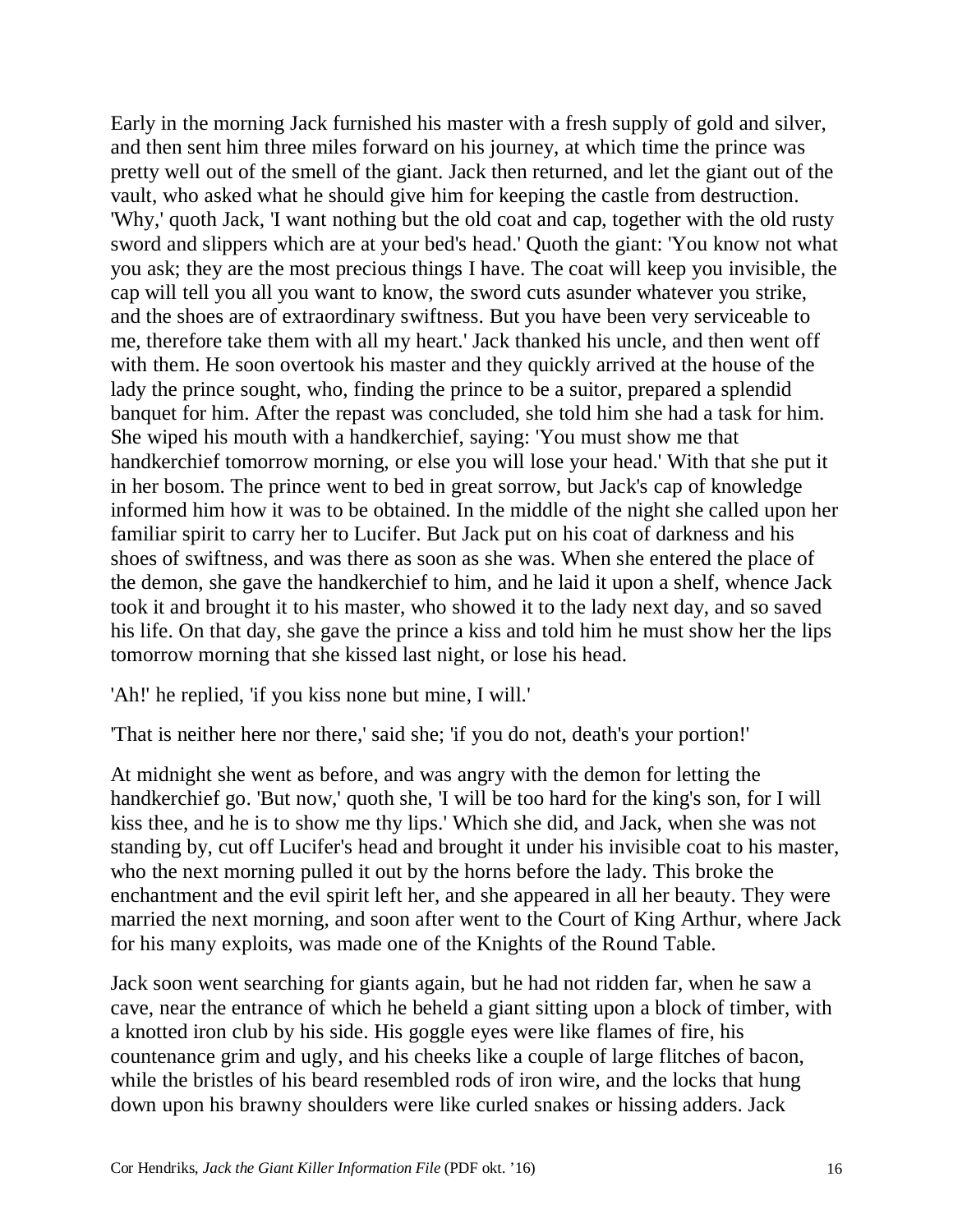Early in the morning Jack furnished his master with a fresh supply of gold and silver, and then sent him three miles forward on his journey, at which time the prince was pretty well out of the smell of the giant. Jack then returned, and let the giant out of the vault, who asked what he should give him for keeping the castle from destruction. 'Why,' quoth Jack, 'I want nothing but the old coat and cap, together with the old rusty sword and slippers which are at your bed's head.' Quoth the giant: 'You know not what you ask; they are the most precious things I have. The coat will keep you invisible, the cap will tell you all you want to know, the sword cuts asunder whatever you strike, and the shoes are of extraordinary swiftness. But you have been very serviceable to me, therefore take them with all my heart.' Jack thanked his uncle, and then went off with them. He soon overtook his master and they quickly arrived at the house of the lady the prince sought, who, finding the prince to be a suitor, prepared a splendid banquet for him. After the repast was concluded, she told him she had a task for him. She wiped his mouth with a handkerchief, saying: 'You must show me that handkerchief tomorrow morning, or else you will lose your head.' With that she put it in her bosom. The prince went to bed in great sorrow, but Jack's cap of knowledge informed him how it was to be obtained. In the middle of the night she called upon her familiar spirit to carry her to Lucifer. But Jack put on his coat of darkness and his shoes of swiftness, and was there as soon as she was. When she entered the place of the demon, she gave the handkerchief to him, and he laid it upon a shelf, whence Jack took it and brought it to his master, who showed it to the lady next day, and so saved his life. On that day, she gave the prince a kiss and told him he must show her the lips tomorrow morning that she kissed last night, or lose his head.

'Ah!' he replied, 'if you kiss none but mine, I will.'

'That is neither here nor there,' said she; 'if you do not, death's your portion!'

At midnight she went as before, and was angry with the demon for letting the handkerchief go. 'But now,' quoth she, 'I will be too hard for the king's son, for I will kiss thee, and he is to show me thy lips.' Which she did, and Jack, when she was not standing by, cut off Lucifer's head and brought it under his invisible coat to his master, who the next morning pulled it out by the horns before the lady. This broke the enchantment and the evil spirit left her, and she appeared in all her beauty. They were married the next morning, and soon after went to the Court of King Arthur, where Jack for his many exploits, was made one of the Knights of the Round Table.

Jack soon went searching for giants again, but he had not ridden far, when he saw a cave, near the entrance of which he beheld a giant sitting upon a block of timber, with a knotted iron club by his side. His goggle eyes were like flames of fire, his countenance grim and ugly, and his cheeks like a couple of large flitches of bacon, while the bristles of his beard resembled rods of iron wire, and the locks that hung down upon his brawny shoulders were like curled snakes or hissing adders. Jack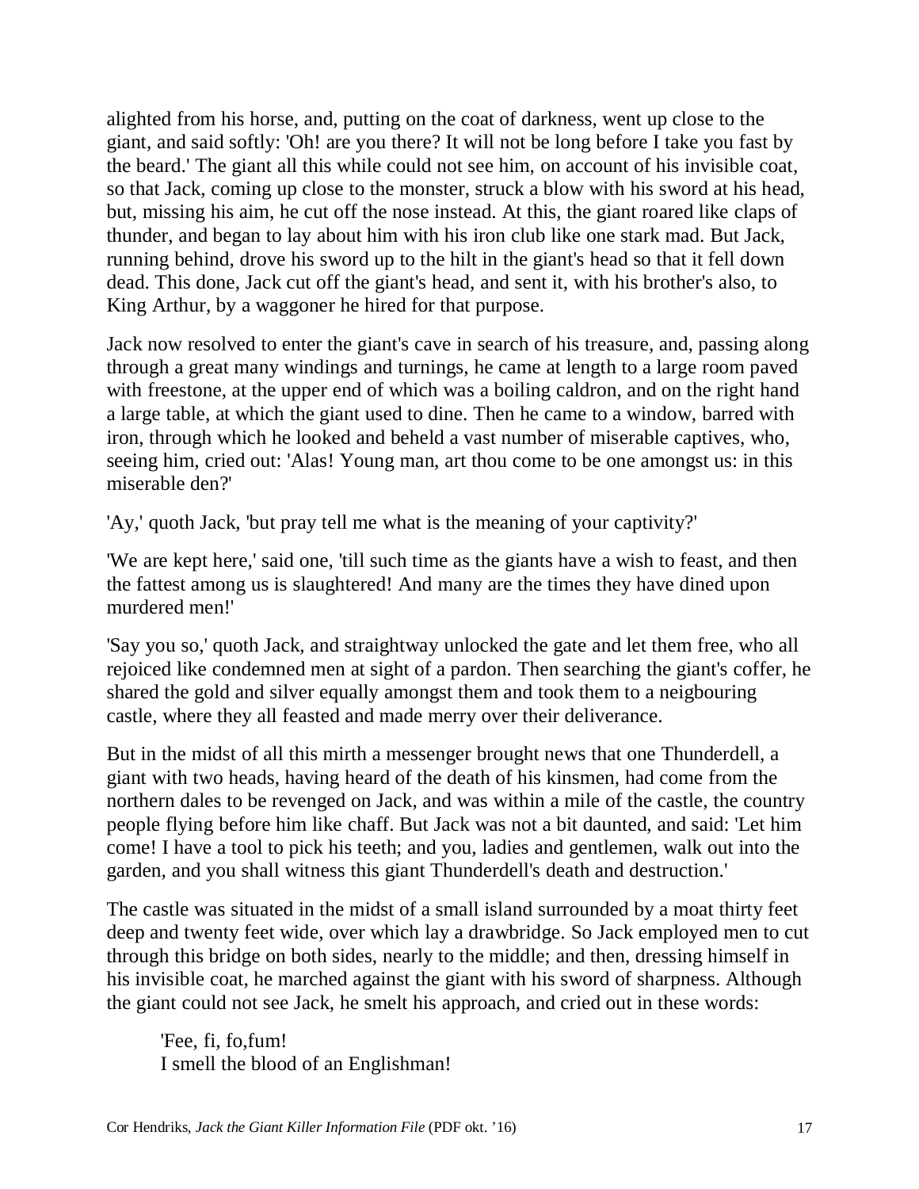alighted from his horse, and, putting on the coat of darkness, went up close to the giant, and said softly: 'Oh! are you there? It will not be long before I take you fast by the beard.' The giant all this while could not see him, on account of his invisible coat, so that Jack, coming up close to the monster, struck a blow with his sword at his head, but, missing his aim, he cut off the nose instead. At this, the giant roared like claps of thunder, and began to lay about him with his iron club like one stark mad. But Jack, running behind, drove his sword up to the hilt in the giant's head so that it fell down dead. This done, Jack cut off the giant's head, and sent it, with his brother's also, to King Arthur, by a waggoner he hired for that purpose.

Jack now resolved to enter the giant's cave in search of his treasure, and, passing along through a great many windings and turnings, he came at length to a large room paved with freestone, at the upper end of which was a boiling caldron, and on the right hand a large table, at which the giant used to dine. Then he came to a window, barred with iron, through which he looked and beheld a vast number of miserable captives, who, seeing him, cried out: 'Alas! Young man, art thou come to be one amongst us: in this miserable den?'

'Ay,' quoth Jack, 'but pray tell me what is the meaning of your captivity?'

'We are kept here,' said one, 'till such time as the giants have a wish to feast, and then the fattest among us is slaughtered! And many are the times they have dined upon murdered men!'

'Say you so,' quoth Jack, and straightway unlocked the gate and let them free, who all rejoiced like condemned men at sight of a pardon. Then searching the giant's coffer, he shared the gold and silver equally amongst them and took them to a neigbouring castle, where they all feasted and made merry over their deliverance.

But in the midst of all this mirth a messenger brought news that one Thunderdell, a giant with two heads, having heard of the death of his kinsmen, had come from the northern dales to be revenged on Jack, and was within a mile of the castle, the country people flying before him like chaff. But Jack was not a bit daunted, and said: 'Let him come! I have a tool to pick his teeth; and you, ladies and gentlemen, walk out into the garden, and you shall witness this giant Thunderdell's death and destruction.'

The castle was situated in the midst of a small island surrounded by a moat thirty feet deep and twenty feet wide, over which lay a drawbridge. So Jack employed men to cut through this bridge on both sides, nearly to the middle; and then, dressing himself in his invisible coat, he marched against the giant with his sword of sharpness. Although the giant could not see Jack, he smelt his approach, and cried out in these words:

> 'Fee, fi, fo,fum!
> I smell the blood of an Englishman!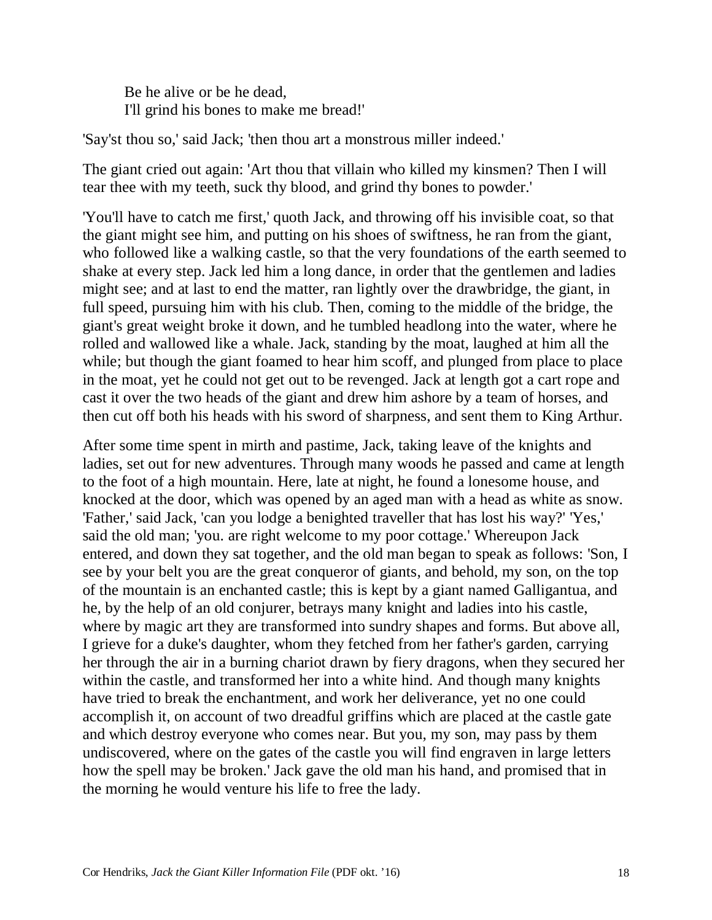> Be he alive or be he dead,
> I'll grind his bones to make me bread!'

'Say'st thou so,' said Jack; 'then thou art a monstrous miller indeed.'

The giant cried out again: 'Art thou that villain who killed my kinsmen? Then I will tear thee with my teeth, suck thy blood, and grind thy bones to powder.'

'You'll have to catch me first,' quoth Jack, and throwing off his invisible coat, so that the giant might see him, and putting on his shoes of swiftness, he ran from the giant, who followed like a walking castle, so that the very foundations of the earth seemed to shake at every step. Jack led him a long dance, in order that the gentlemen and ladies might see; and at last to end the matter, ran lightly over the drawbridge, the giant, in full speed, pursuing him with his club. Then, coming to the middle of the bridge, the giant's great weight broke it down, and he tumbled headlong into the water, where he rolled and wallowed like a whale. Jack, standing by the moat, laughed at him all the while; but though the giant foamed to hear him scoff, and plunged from place to place in the moat, yet he could not get out to be revenged. Jack at length got a cart rope and cast it over the two heads of the giant and drew him ashore by a team of horses, and then cut off both his heads with his sword of sharpness, and sent them to King Arthur.

After some time spent in mirth and pastime, Jack, taking leave of the knights and ladies, set out for new adventures. Through many woods he passed and came at length to the foot of a high mountain. Here, late at night, he found a lonesome house, and knocked at the door, which was opened by an aged man with a head as white as snow. 'Father,' said Jack, 'can you lodge a benighted traveller that has lost his way?' 'Yes,' said the old man; 'you. are right welcome to my poor cottage.' Whereupon Jack entered, and down they sat together, and the old man began to speak as follows: 'Son, I see by your belt you are the great conqueror of giants, and behold, my son, on the top of the mountain is an enchanted castle; this is kept by a giant named Galligantua, and he, by the help of an old conjurer, betrays many knight and ladies into his castle, where by magic art they are transformed into sundry shapes and forms. But above all, I grieve for a duke's daughter, whom they fetched from her father's garden, carrying her through the air in a burning chariot drawn by fiery dragons, when they secured her within the castle, and transformed her into a white hind. And though many knights have tried to break the enchantment, and work her deliverance, yet no one could accomplish it, on account of two dreadful griffins which are placed at the castle gate and which destroy everyone who comes near. But you, my son, may pass by them undiscovered, where on the gates of the castle you will find engraven in large letters how the spell may be broken.' Jack gave the old man his hand, and promised that in the morning he would venture his life to free the lady.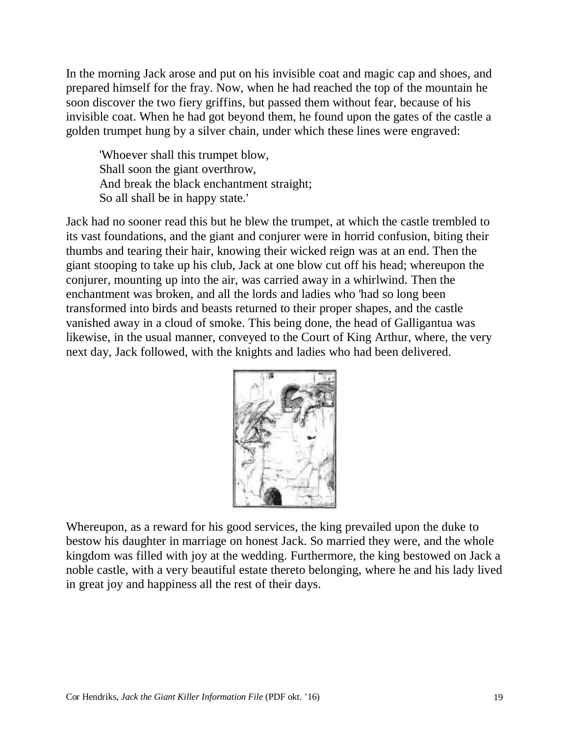In the morning Jack arose and put on his invisible coat and magic cap and shoes, and prepared himself for the fray. Now, when he had reached the top of the mountain he soon discover the two fiery griffins, but passed them without fear, because of his invisible coat. When he had got beyond them, he found upon the gates of the castle a golden trumpet hung by a silver chain, under which these lines were engraved:

> 'Whoever shall this trumpet blow,
> Shall soon the giant overthrow,
> And break the black enchantment straight;
> So all shall be in happy state.'

Jack had no sooner read this but he blew the trumpet, at which the castle trembled to its vast foundations, and the giant and conjurer were in horrid confusion, biting their thumbs and tearing their hair, knowing their wicked reign was at an end. Then the giant stooping to take up his club, Jack at one blow cut off his head; whereupon the conjurer, mounting up into the air, was carried away in a whirlwind. Then the enchantment was broken, and all the lords and ladies who 'had so long been transformed into birds and beasts returned to their proper shapes, and the castle vanished away in a cloud of smoke. This being done, the head of Galligantua was likewise, in the usual manner, conveyed to the Court of King Arthur, where, the very next day, Jack followed, with the knights and ladies who had been delivered.

Whereupon, as a reward for his good services, the king prevailed upon the duke to bestow his daughter in marriage on honest Jack. So married they were, and the whole kingdom was filled with joy at the wedding. Furthermore, the king bestowed on Jack a noble castle, with a very beautiful estate thereto belonging, where he and his lady lived in great joy and happiness all the rest of their days.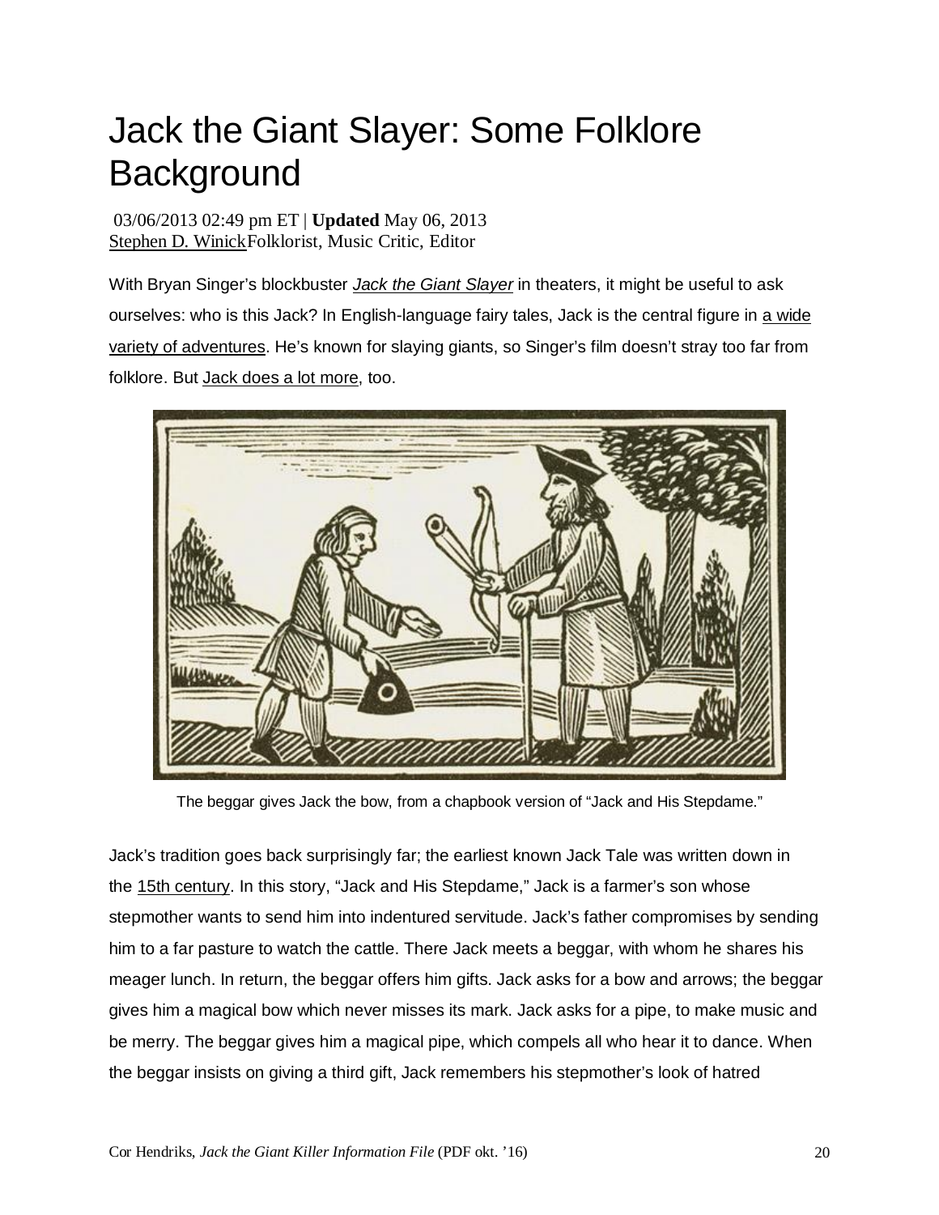# Jack the Giant Slayer: Some Folklore Background

03/06/2013 02:49 pm ET | **Updated** May 06, 2013
Stephen D. Winick Folklorist, Music Critic, Editor

With Bryan Singer's blockbuster *Jack the Giant Slayer* in theaters, it might be useful to ask ourselves: who is this Jack? In English-language fairy tales, Jack is the central figure in a wide variety of adventures. He's known for slaying giants, so Singer's film doesn't stray too far from folklore. But Jack does a lot more, too.

The beggar gives Jack the bow, from a chapbook version of "Jack and His Stepdame."

Jack's tradition goes back surprisingly far; the earliest known Jack Tale was written down in the 15th century. In this story, "Jack and His Stepdame," Jack is a farmer's son whose stepmother wants to send him into indentured servitude. Jack's father compromises by sending him to a far pasture to watch the cattle. There Jack meets a beggar, with whom he shares his meager lunch. In return, the beggar offers him gifts. Jack asks for a bow and arrows; the beggar gives him a magical bow which never misses its mark. Jack asks for a pipe, to make music and be merry. The beggar gives him a magical pipe, which compels all who hear it to dance. When the beggar insists on giving a third gift, Jack remembers his stepmother's look of hatred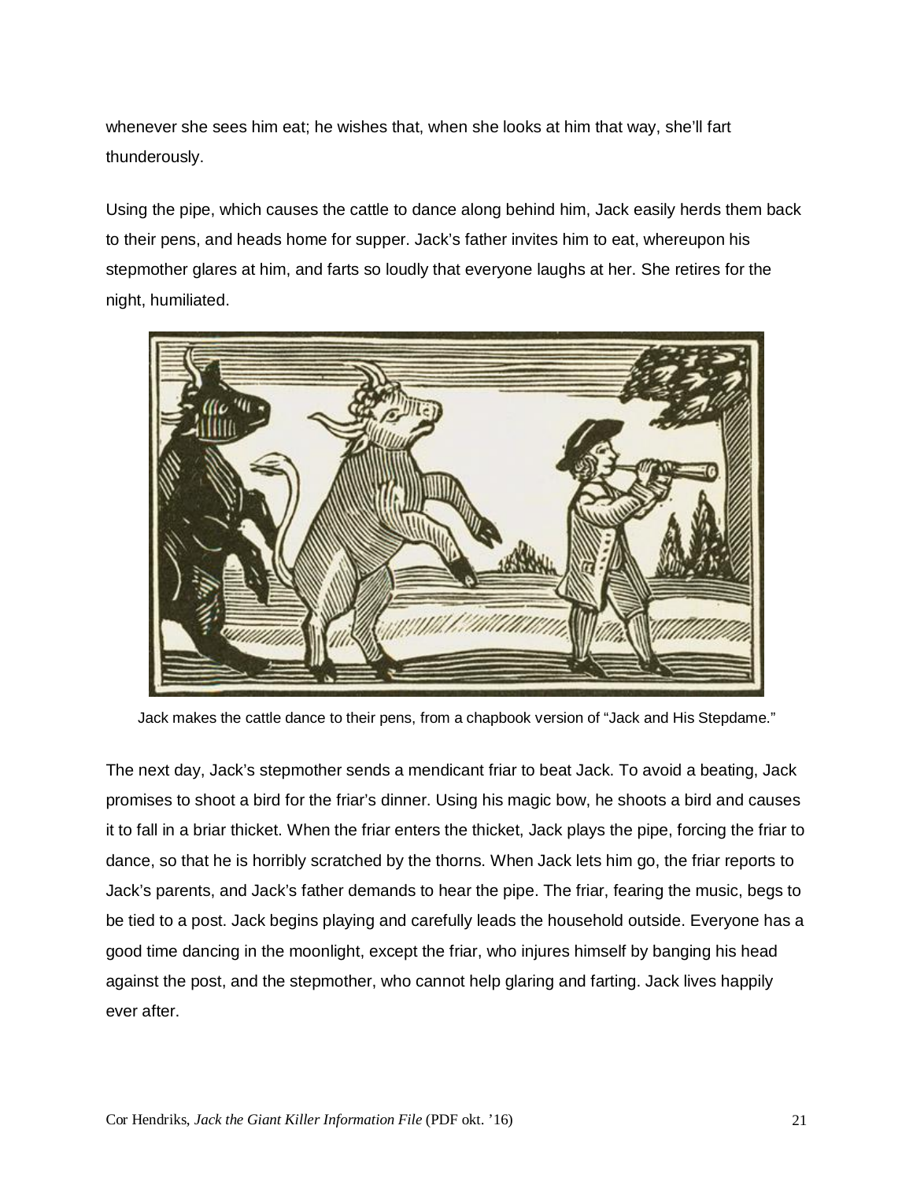whenever she sees him eat; he wishes that, when she looks at him that way, she'll fart thunderously.

Using the pipe, which causes the cattle to dance along behind him, Jack easily herds them back to their pens, and heads home for supper. Jack's father invites him to eat, whereupon his stepmother glares at him, and farts so loudly that everyone laughs at her. She retires for the night, humiliated.

Jack makes the cattle dance to their pens, from a chapbook version of "Jack and His Stepdame."

The next day, Jack's stepmother sends a mendicant friar to beat Jack. To avoid a beating, Jack promises to shoot a bird for the friar's dinner. Using his magic bow, he shoots a bird and causes it to fall in a briar thicket. When the friar enters the thicket, Jack plays the pipe, forcing the friar to dance, so that he is horribly scratched by the thorns. When Jack lets him go, the friar reports to Jack's parents, and Jack's father demands to hear the pipe. The friar, fearing the music, begs to be tied to a post. Jack begins playing and carefully leads the household outside. Everyone has a good time dancing in the moonlight, except the friar, who injures himself by banging his head against the post, and the stepmother, who cannot help glaring and farting. Jack lives happily ever after.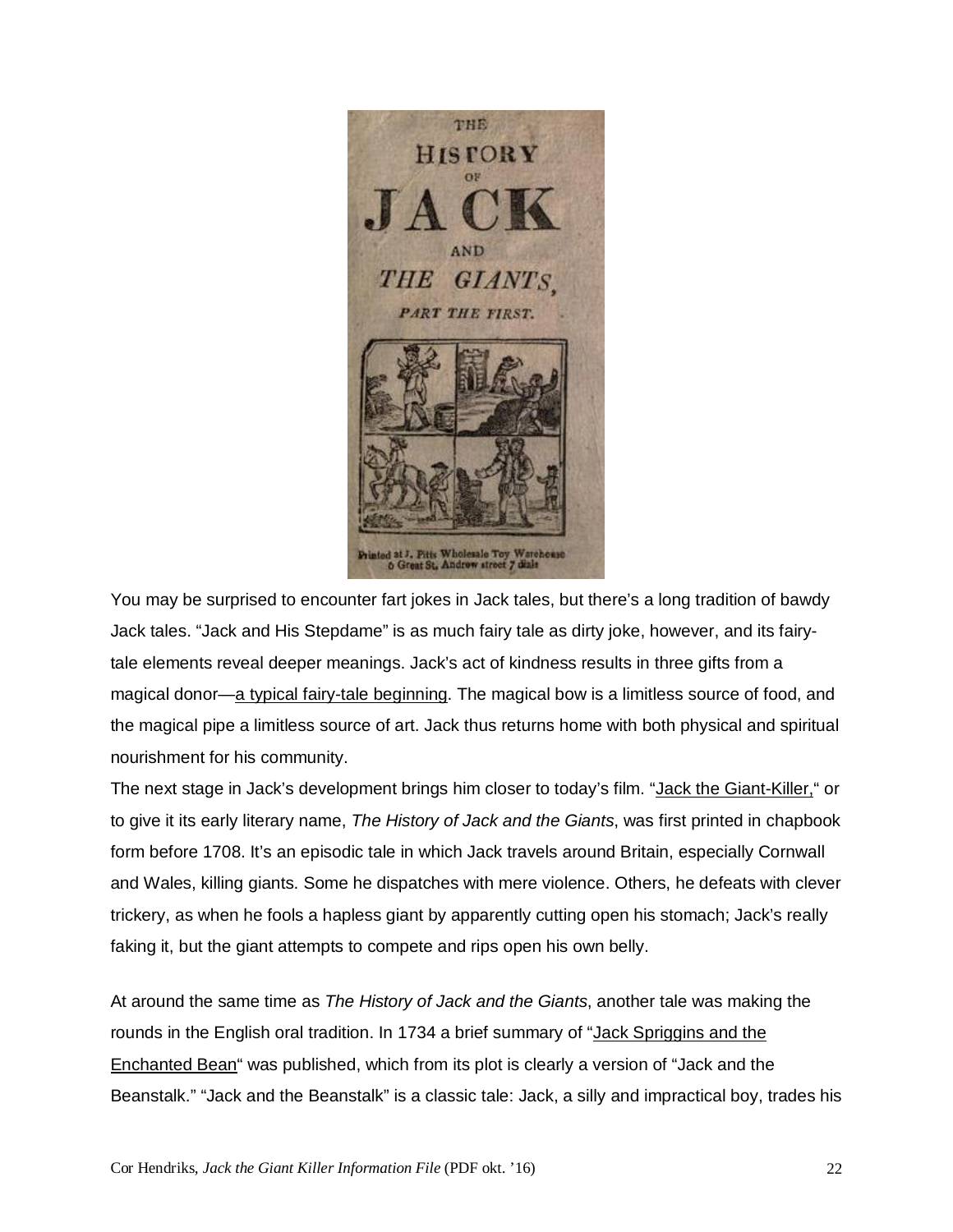You may be surprised to encounter fart jokes in Jack tales, but there's a long tradition of bawdy Jack tales. "Jack and His Stepdame" is as much fairy tale as dirty joke, however, and its fairy-tale elements reveal deeper meanings. Jack's act of kindness results in three gifts from a magical donor—a typical fairy-tale beginning. The magical bow is a limitless source of food, and the magical pipe a limitless source of art. Jack thus returns home with both physical and spiritual nourishment for his community.

The next stage in Jack's development brings him closer to today's film. "Jack the Giant-Killer," or to give it its early literary name, *The History of Jack and the Giants*, was first printed in chapbook form before 1708. It's an episodic tale in which Jack travels around Britain, especially Cornwall and Wales, killing giants. Some he dispatches with mere violence. Others, he defeats with clever trickery, as when he fools a hapless giant by apparently cutting open his stomach; Jack's really faking it, but the giant attempts to compete and rips open his own belly.

At around the same time as *The History of Jack and the Giants*, another tale was making the rounds in the English oral tradition. In 1734 a brief summary of "Jack Spriggins and the Enchanted Bean" was published, which from its plot is clearly a version of "Jack and the Beanstalk." "Jack and the Beanstalk" is a classic tale: Jack, a silly and impractical boy, trades his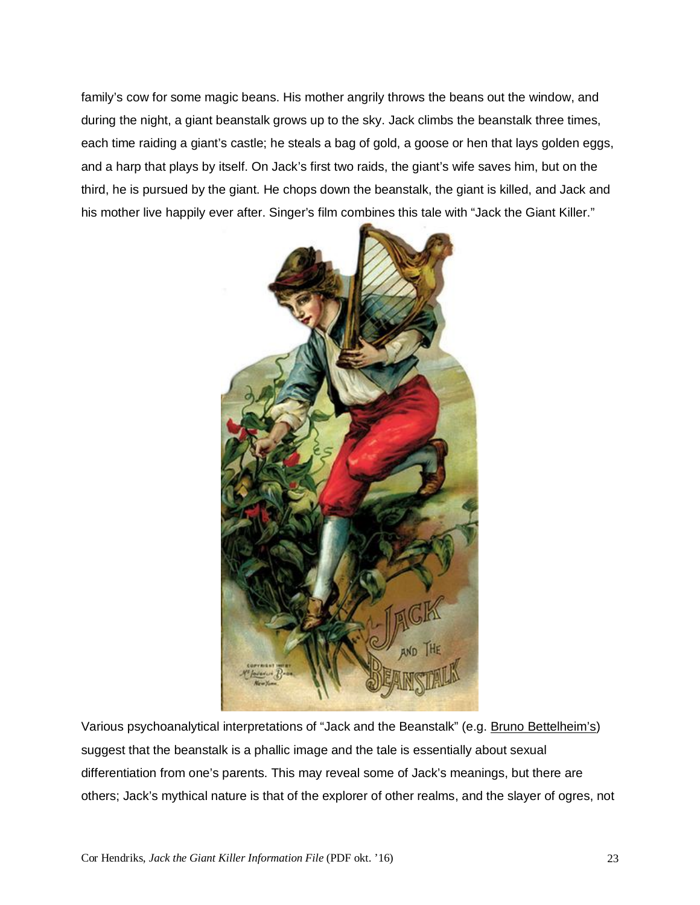family's cow for some magic beans. His mother angrily throws the beans out the window, and during the night, a giant beanstalk grows up to the sky. Jack climbs the beanstalk three times, each time raiding a giant's castle; he steals a bag of gold, a goose or hen that lays golden eggs, and a harp that plays by itself. On Jack's first two raids, the giant's wife saves him, but on the third, he is pursued by the giant. He chops down the beanstalk, the giant is killed, and Jack and his mother live happily ever after. Singer's film combines this tale with "Jack the Giant Killer."

Various psychoanalytical interpretations of "Jack and the Beanstalk" (e.g. Bruno Bettelheim's) suggest that the beanstalk is a phallic image and the tale is essentially about sexual differentiation from one's parents. This may reveal some of Jack's meanings, but there are others; Jack's mythical nature is that of the explorer of other realms, and the slayer of ogres, not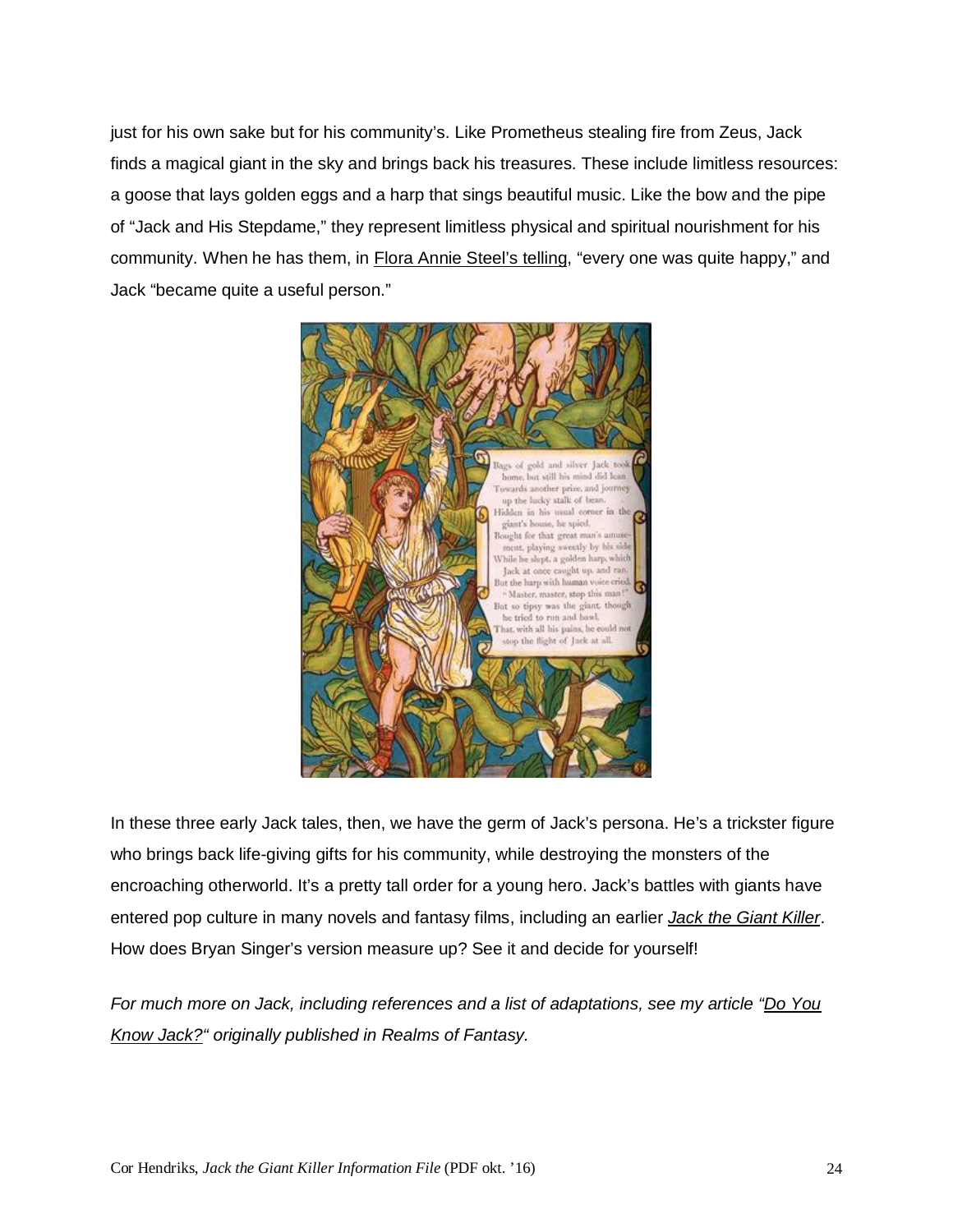just for his own sake but for his community's. Like Prometheus stealing fire from Zeus, Jack finds a magical giant in the sky and brings back his treasures. These include limitless resources: a goose that lays golden eggs and a harp that sings beautiful music. Like the bow and the pipe of "Jack and His Stepdame," they represent limitless physical and spiritual nourishment for his community. When he has them, in Flora Annie Steel's telling, "every one was quite happy," and Jack "became quite a useful person."

In these three early Jack tales, then, we have the germ of Jack's persona. He's a trickster figure who brings back life-giving gifts for his community, while destroying the monsters of the encroaching otherworld. It's a pretty tall order for a young hero. Jack's battles with giants have entered pop culture in many novels and fantasy films, including an earlier *Jack the Giant Killer*. How does Bryan Singer's version measure up? See it and decide for yourself!

*For much more on Jack, including references and a list of adaptations, see my article "Do You Know Jack?" originally published in Realms of Fantasy.*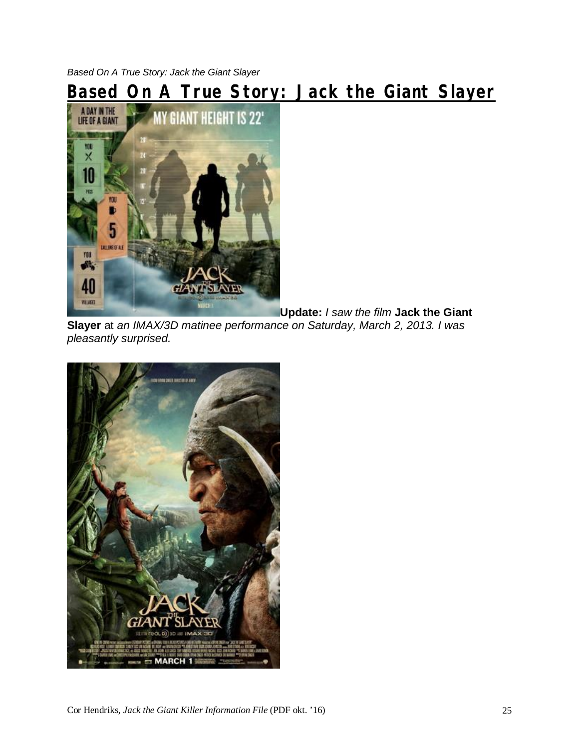*Based On A True Story: Jack the Giant Slayer*

# Based On A True Story: Jack the Giant Slayer

**Update:** *I saw the film* **Jack the Giant Slayer** at *an IMAX/3D matinee performance on Saturday, March 2, 2013. I was pleasantly surprised.*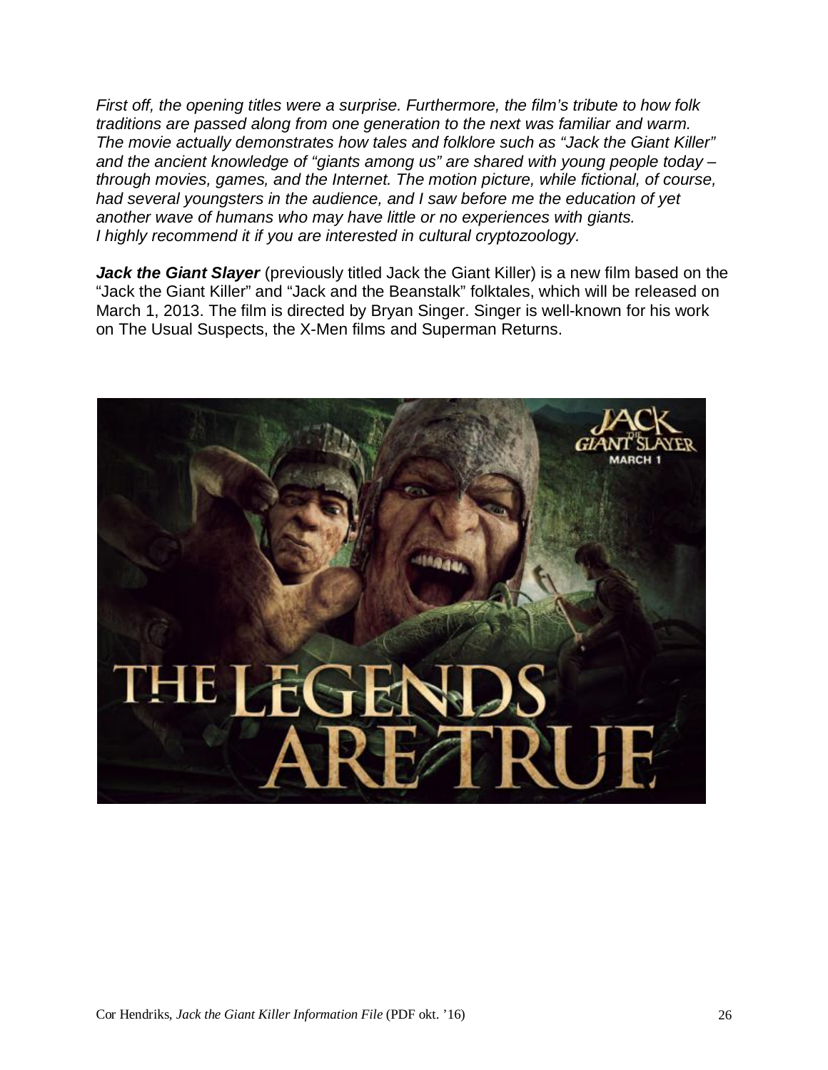*First off, the opening titles were a surprise. Furthermore, the film's tribute to how folk traditions are passed along from one generation to the next was familiar and warm. The movie actually demonstrates how tales and folklore such as "Jack the Giant Killer" and the ancient knowledge of "giants among us" are shared with young people today – through movies, games, and the Internet. The motion picture, while fictional, of course, had several youngsters in the audience, and I saw before me the education of yet another wave of humans who may have little or no experiences with giants.*
*I highly recommend it if you are interested in cultural cryptozoology.*

***Jack the Giant Slayer*** (previously titled Jack the Giant Killer) is a new film based on the "Jack the Giant Killer" and "Jack and the Beanstalk" folktales, which will be released on March 1, 2013. The film is directed by Bryan Singer. Singer is well-known for his work on The Usual Suspects, the X-Men films and Superman Returns.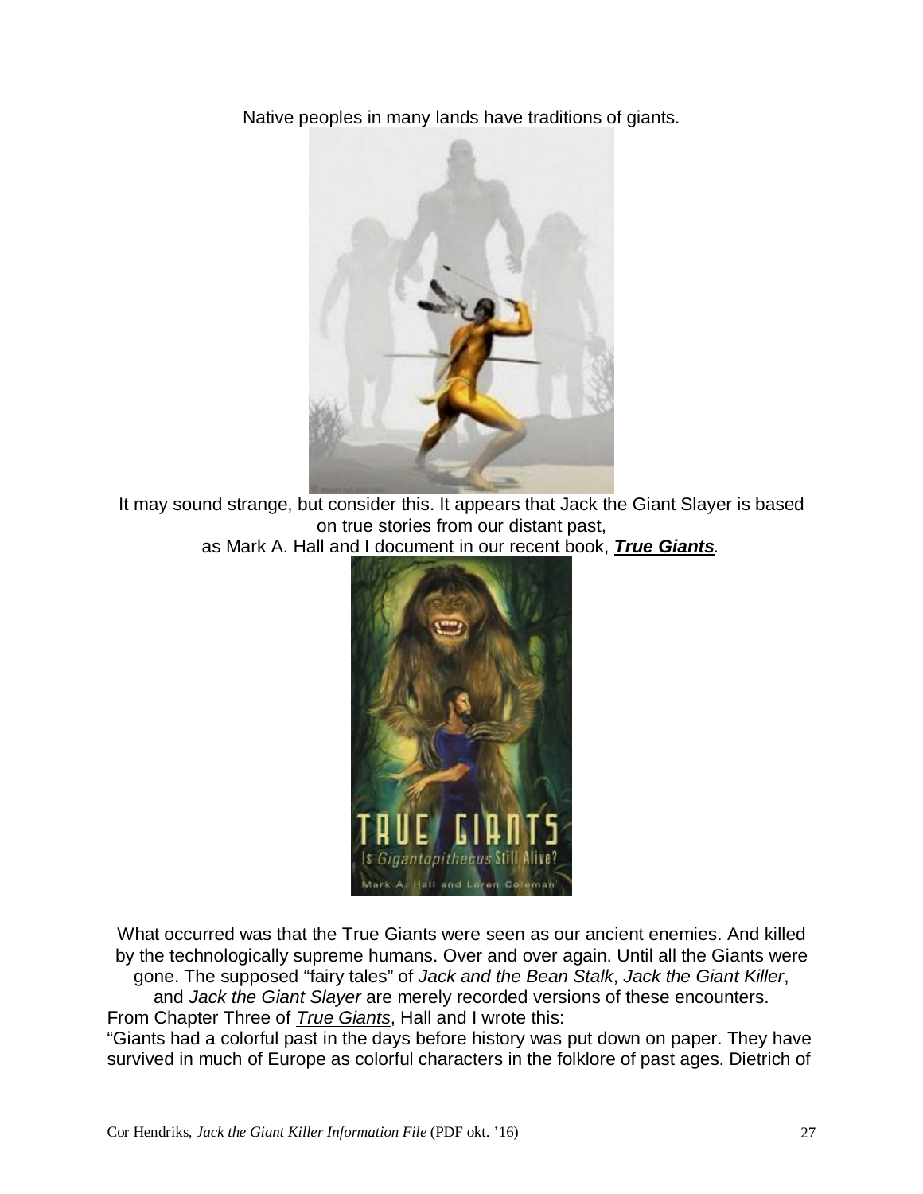Native peoples in many lands have traditions of giants.

It may sound strange, but consider this. It appears that Jack the Giant Slayer is based on true stories from our distant past,
as Mark A. Hall and I document in our recent book, ***True Giants***.

What occurred was that the True Giants were seen as our ancient enemies. And killed by the technologically supreme humans. Over and over again. Until all the Giants were gone. The supposed "fairy tales" of *Jack and the Bean Stalk*, *Jack the Giant Killer*, and *Jack the Giant Slayer* are merely recorded versions of these encounters.

From Chapter Three of *True Giants*, Hall and I wrote this:

"Giants had a colorful past in the days before history was put down on paper. They have survived in much of Europe as colorful characters in the folklore of past ages. Dietrich of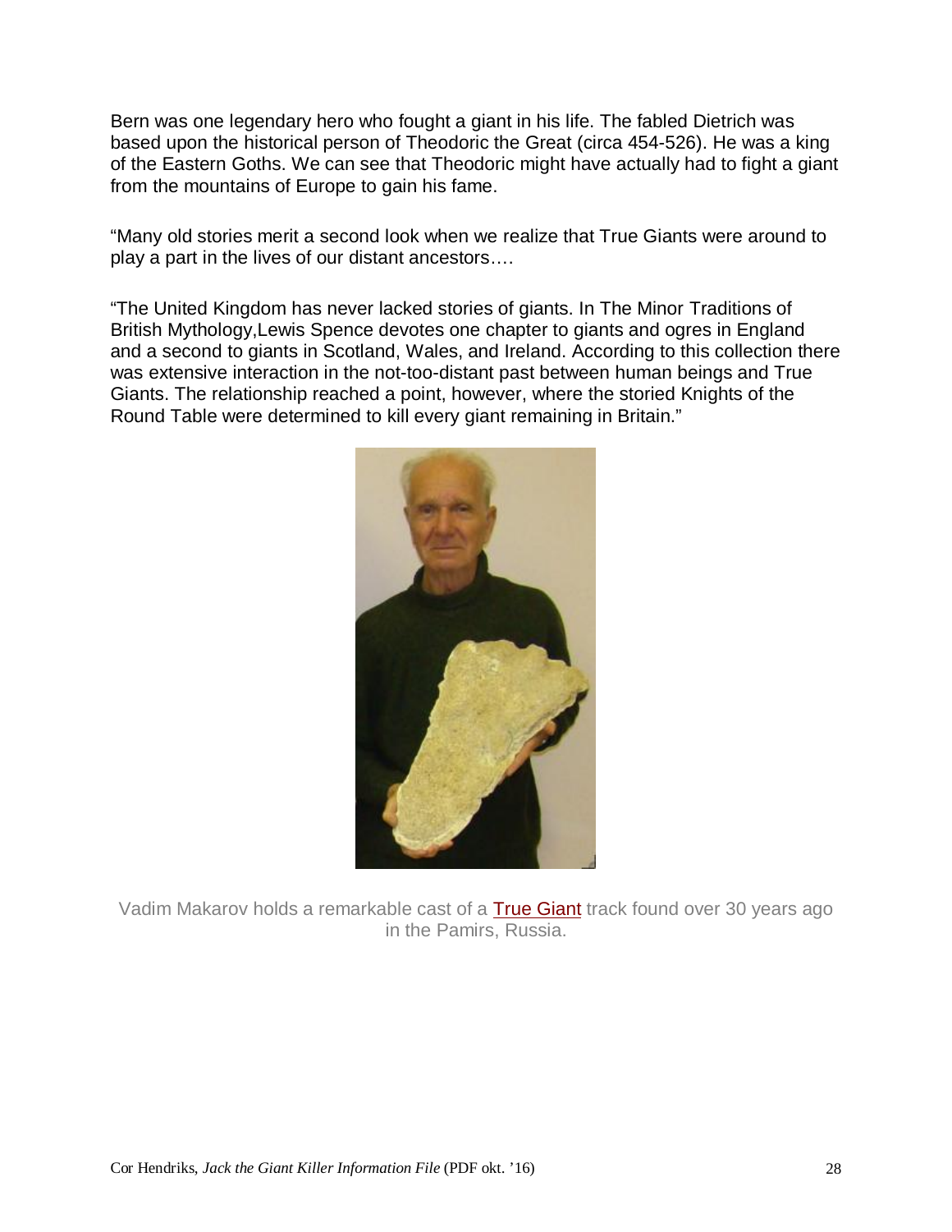Bern was one legendary hero who fought a giant in his life. The fabled Dietrich was based upon the historical person of Theodoric the Great (circa 454-526). He was a king of the Eastern Goths. We can see that Theodoric might have actually had to fight a giant from the mountains of Europe to gain his fame.

"Many old stories merit a second look when we realize that True Giants were around to play a part in the lives of our distant ancestors….

"The United Kingdom has never lacked stories of giants. In The Minor Traditions of British Mythology,Lewis Spence devotes one chapter to giants and ogres in England and a second to giants in Scotland, Wales, and Ireland. According to this collection there was extensive interaction in the not-too-distant past between human beings and True Giants. The relationship reached a point, however, where the storied Knights of the Round Table were determined to kill every giant remaining in Britain."

Vadim Makarov holds a remarkable cast of a True Giant track found over 30 years ago in the Pamirs, Russia.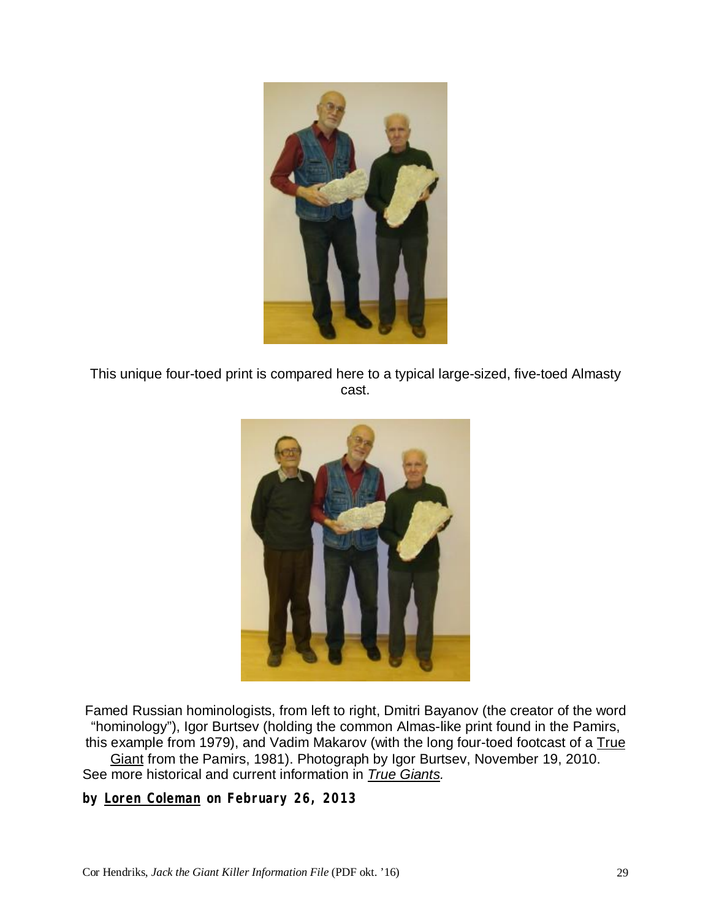This unique four-toed print is compared here to a typical large-sized, five-toed Almasty cast.

Famed Russian hominologists, from left to right, Dmitri Bayanov (the creator of the word "hominology"), Igor Burtsev (holding the common Almas-like print found in the Pamirs, this example from 1979), and Vadim Makarov (with the long four-toed footcast of a True Giant from the Pamirs, 1981). Photograph by Igor Burtsev, November 19, 2010. See more historical and current information in *True Giants.*

**by Loren Coleman on February 26, 2013**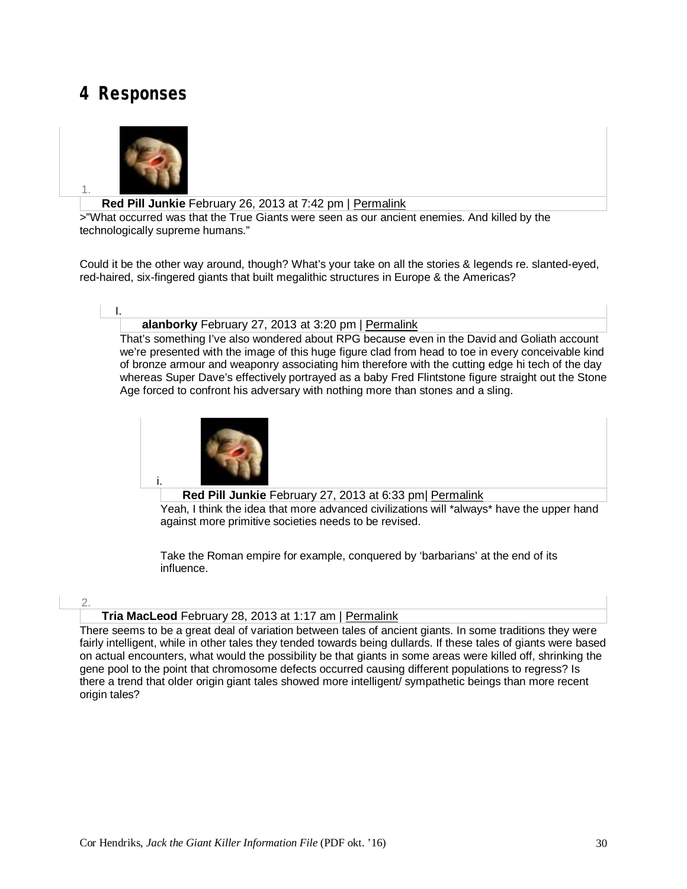## 4 Responses

1. **Red Pill Junkie** February 26, 2013 at 7:42 pm | Permalink

>"What occurred was that the True Giants were seen as our ancient enemies. And killed by the technologically supreme humans."

Could it be the other way around, though? What's your take on all the stories & legends re. slanted-eyed, red-haired, six-fingered giants that built megalithic structures in Europe & the Americas?

   I. **alanborky** February 27, 2013 at 3:20 pm | Permalink

   That's something I've also wondered about RPG because even in the David and Goliath account we're presented with the image of this huge figure clad from head to toe in every conceivable kind of bronze armour and weaponry associating him therefore with the cutting edge hi tech of the day whereas Super Dave's effectively portrayed as a baby Fred Flintstone figure straight out the Stone Age forced to confront his adversary with nothing more than stones and a sling.

      i. **Red Pill Junkie** February 27, 2013 at 6:33 pm| Permalink

      Yeah, I think the idea that more advanced civilizations will *always* have the upper hand against more primitive societies needs to be revised.

      Take the Roman empire for example, conquered by 'barbarians' at the end of its influence.

2. **Tria MacLeod** February 28, 2013 at 1:17 am | Permalink

There seems to be a great deal of variation between tales of ancient giants. In some traditions they were fairly intelligent, while in other tales they tended towards being dullards. If these tales of giants were based on actual encounters, what would the possibility be that giants in some areas were killed off, shrinking the gene pool to the point that chromosome defects occurred causing different populations to regress? Is there a trend that older origin giant tales showed more intelligent/ sympathetic beings than more recent origin tales?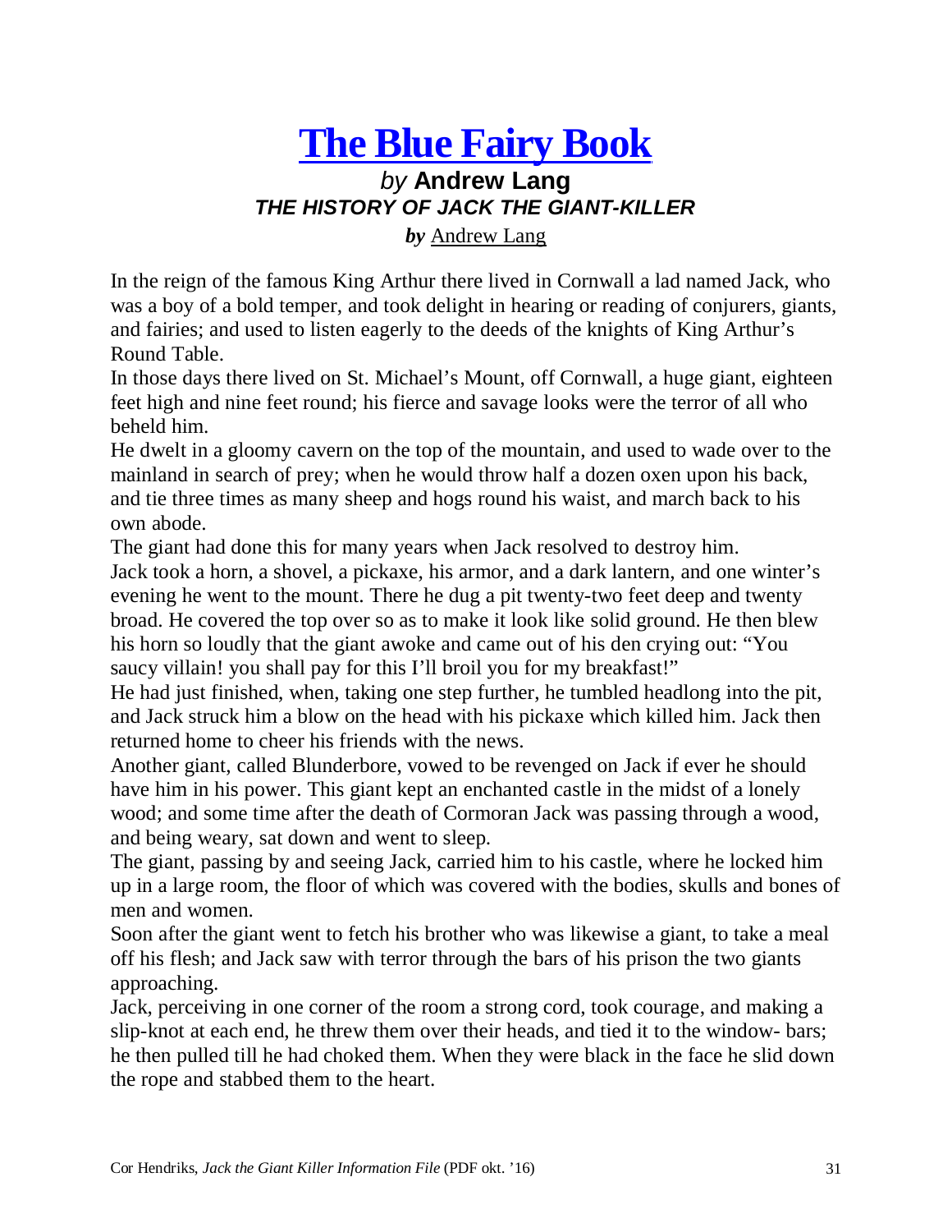# The Blue Fairy Book

## *by* **Andrew Lang**

### ***THE HISTORY OF JACK THE GIANT-KILLER***

***by*** Andrew Lang

In the reign of the famous King Arthur there lived in Cornwall a lad named Jack, who was a boy of a bold temper, and took delight in hearing or reading of conjurers, giants, and fairies; and used to listen eagerly to the deeds of the knights of King Arthur's Round Table.

In those days there lived on St. Michael's Mount, off Cornwall, a huge giant, eighteen feet high and nine feet round; his fierce and savage looks were the terror of all who beheld him.

He dwelt in a gloomy cavern on the top of the mountain, and used to wade over to the mainland in search of prey; when he would throw half a dozen oxen upon his back, and tie three times as many sheep and hogs round his waist, and march back to his own abode.

The giant had done this for many years when Jack resolved to destroy him.

Jack took a horn, a shovel, a pickaxe, his armor, and a dark lantern, and one winter's evening he went to the mount. There he dug a pit twenty-two feet deep and twenty broad. He covered the top over so as to make it look like solid ground. He then blew his horn so loudly that the giant awoke and came out of his den crying out: "You saucy villain! you shall pay for this I'll broil you for my breakfast!"

He had just finished, when, taking one step further, he tumbled headlong into the pit, and Jack struck him a blow on the head with his pickaxe which killed him. Jack then returned home to cheer his friends with the news.

Another giant, called Blunderbore, vowed to be revenged on Jack if ever he should have him in his power. This giant kept an enchanted castle in the midst of a lonely wood; and some time after the death of Cormoran Jack was passing through a wood, and being weary, sat down and went to sleep.

The giant, passing by and seeing Jack, carried him to his castle, where he locked him up in a large room, the floor of which was covered with the bodies, skulls and bones of men and women.

Soon after the giant went to fetch his brother who was likewise a giant, to take a meal off his flesh; and Jack saw with terror through the bars of his prison the two giants approaching.

Jack, perceiving in one corner of the room a strong cord, took courage, and making a slip-knot at each end, he threw them over their heads, and tied it to the window- bars; he then pulled till he had choked them. When they were black in the face he slid down the rope and stabbed them to the heart.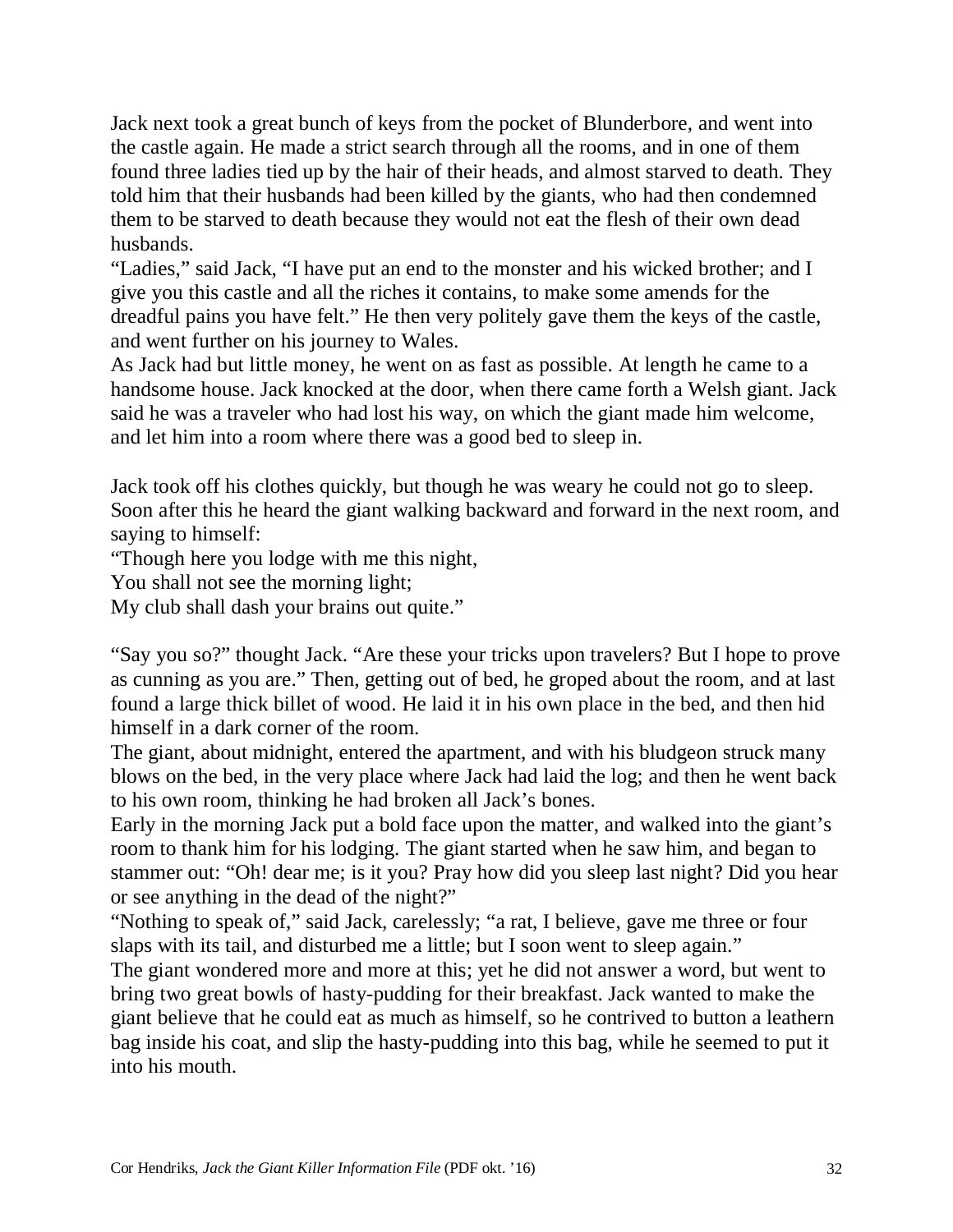Jack next took a great bunch of keys from the pocket of Blunderbore, and went into the castle again. He made a strict search through all the rooms, and in one of them found three ladies tied up by the hair of their heads, and almost starved to death. They told him that their husbands had been killed by the giants, who had then condemned them to be starved to death because they would not eat the flesh of their own dead husbands.

"Ladies," said Jack, "I have put an end to the monster and his wicked brother; and I give you this castle and all the riches it contains, to make some amends for the dreadful pains you have felt." He then very politely gave them the keys of the castle, and went further on his journey to Wales.

As Jack had but little money, he went on as fast as possible. At length he came to a handsome house. Jack knocked at the door, when there came forth a Welsh giant. Jack said he was a traveler who had lost his way, on which the giant made him welcome, and let him into a room where there was a good bed to sleep in.

Jack took off his clothes quickly, but though he was weary he could not go to sleep. Soon after this he heard the giant walking backward and forward in the next room, and saying to himself:

"Though here you lodge with me this night,
You shall not see the morning light;
My club shall dash your brains out quite."

"Say you so?" thought Jack. "Are these your tricks upon travelers? But I hope to prove as cunning as you are." Then, getting out of bed, he groped about the room, and at last found a large thick billet of wood. He laid it in his own place in the bed, and then hid himself in a dark corner of the room.

The giant, about midnight, entered the apartment, and with his bludgeon struck many blows on the bed, in the very place where Jack had laid the log; and then he went back to his own room, thinking he had broken all Jack's bones.

Early in the morning Jack put a bold face upon the matter, and walked into the giant's room to thank him for his lodging. The giant started when he saw him, and began to stammer out: "Oh! dear me; is it you? Pray how did you sleep last night? Did you hear or see anything in the dead of the night?"

"Nothing to speak of," said Jack, carelessly; "a rat, I believe, gave me three or four slaps with its tail, and disturbed me a little; but I soon went to sleep again."

The giant wondered more and more at this; yet he did not answer a word, but went to bring two great bowls of hasty-pudding for their breakfast. Jack wanted to make the giant believe that he could eat as much as himself, so he contrived to button a leathern bag inside his coat, and slip the hasty-pudding into this bag, while he seemed to put it into his mouth.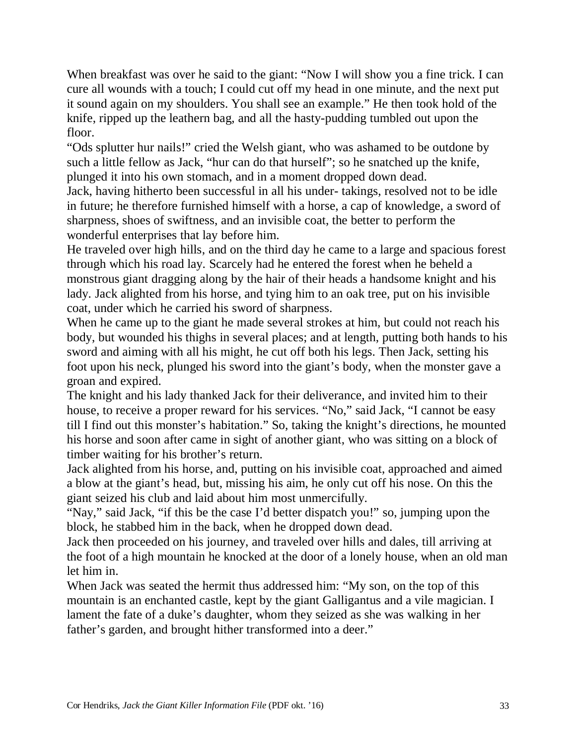When breakfast was over he said to the giant: “Now I will show you a fine trick. I can cure all wounds with a touch; I could cut off my head in one minute, and the next put it sound again on my shoulders. You shall see an example.” He then took hold of the knife, ripped up the leathern bag, and all the hasty-pudding tumbled out upon the floor.

“Ods splutter hur nails!” cried the Welsh giant, who was ashamed to be outdone by such a little fellow as Jack, “hur can do that hurself”; so he snatched up the knife, plunged it into his own stomach, and in a moment dropped down dead.

Jack, having hitherto been successful in all his under- takings, resolved not to be idle in future; he therefore furnished himself with a horse, a cap of knowledge, a sword of sharpness, shoes of swiftness, and an invisible coat, the better to perform the wonderful enterprises that lay before him.

He traveled over high hills, and on the third day he came to a large and spacious forest through which his road lay. Scarcely had he entered the forest when he beheld a monstrous giant dragging along by the hair of their heads a handsome knight and his lady. Jack alighted from his horse, and tying him to an oak tree, put on his invisible coat, under which he carried his sword of sharpness.

When he came up to the giant he made several strokes at him, but could not reach his body, but wounded his thighs in several places; and at length, putting both hands to his sword and aiming with all his might, he cut off both his legs. Then Jack, setting his foot upon his neck, plunged his sword into the giant’s body, when the monster gave a groan and expired.

The knight and his lady thanked Jack for their deliverance, and invited him to their house, to receive a proper reward for his services. “No,” said Jack, “I cannot be easy till I find out this monster’s habitation.” So, taking the knight’s directions, he mounted his horse and soon after came in sight of another giant, who was sitting on a block of timber waiting for his brother’s return.

Jack alighted from his horse, and, putting on his invisible coat, approached and aimed a blow at the giant’s head, but, missing his aim, he only cut off his nose. On this the giant seized his club and laid about him most unmercifully.

“Nay,” said Jack, “if this be the case I’d better dispatch you!” so, jumping upon the block, he stabbed him in the back, when he dropped down dead.

Jack then proceeded on his journey, and traveled over hills and dales, till arriving at the foot of a high mountain he knocked at the door of a lonely house, when an old man let him in.

When Jack was seated the hermit thus addressed him: “My son, on the top of this mountain is an enchanted castle, kept by the giant Galligantus and a vile magician. I lament the fate of a duke’s daughter, whom they seized as she was walking in her father’s garden, and brought hither transformed into a deer.”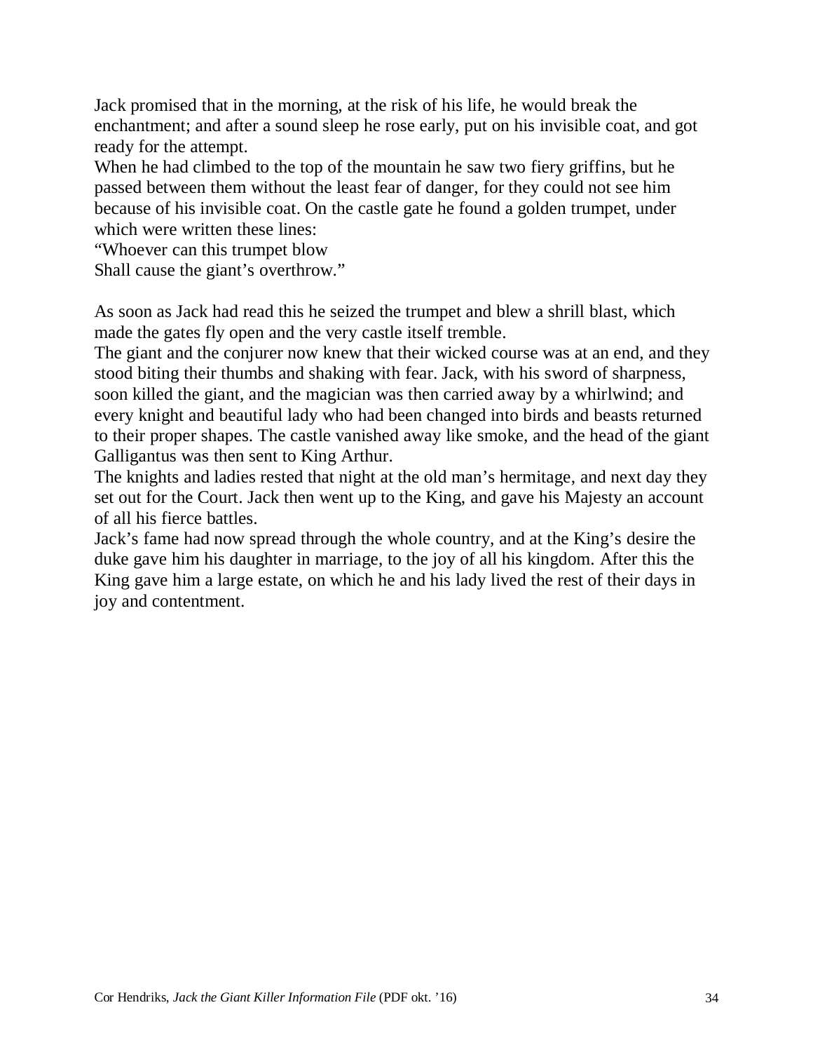Jack promised that in the morning, at the risk of his life, he would break the enchantment; and after a sound sleep he rose early, put on his invisible coat, and got ready for the attempt.

When he had climbed to the top of the mountain he saw two fiery griffins, but he passed between them without the least fear of danger, for they could not see him because of his invisible coat. On the castle gate he found a golden trumpet, under which were written these lines:

"Whoever can this trumpet blow  
Shall cause the giant's overthrow."

As soon as Jack had read this he seized the trumpet and blew a shrill blast, which made the gates fly open and the very castle itself tremble.

The giant and the conjurer now knew that their wicked course was at an end, and they stood biting their thumbs and shaking with fear. Jack, with his sword of sharpness, soon killed the giant, and the magician was then carried away by a whirlwind; and every knight and beautiful lady who had been changed into birds and beasts returned to their proper shapes. The castle vanished away like smoke, and the head of the giant Galligantus was then sent to King Arthur.

The knights and ladies rested that night at the old man's hermitage, and next day they set out for the Court. Jack then went up to the King, and gave his Majesty an account of all his fierce battles.

Jack's fame had now spread through the whole country, and at the King's desire the duke gave him his daughter in marriage, to the joy of all his kingdom. After this the King gave him a large estate, on which he and his lady lived the rest of their days in joy and contentment.